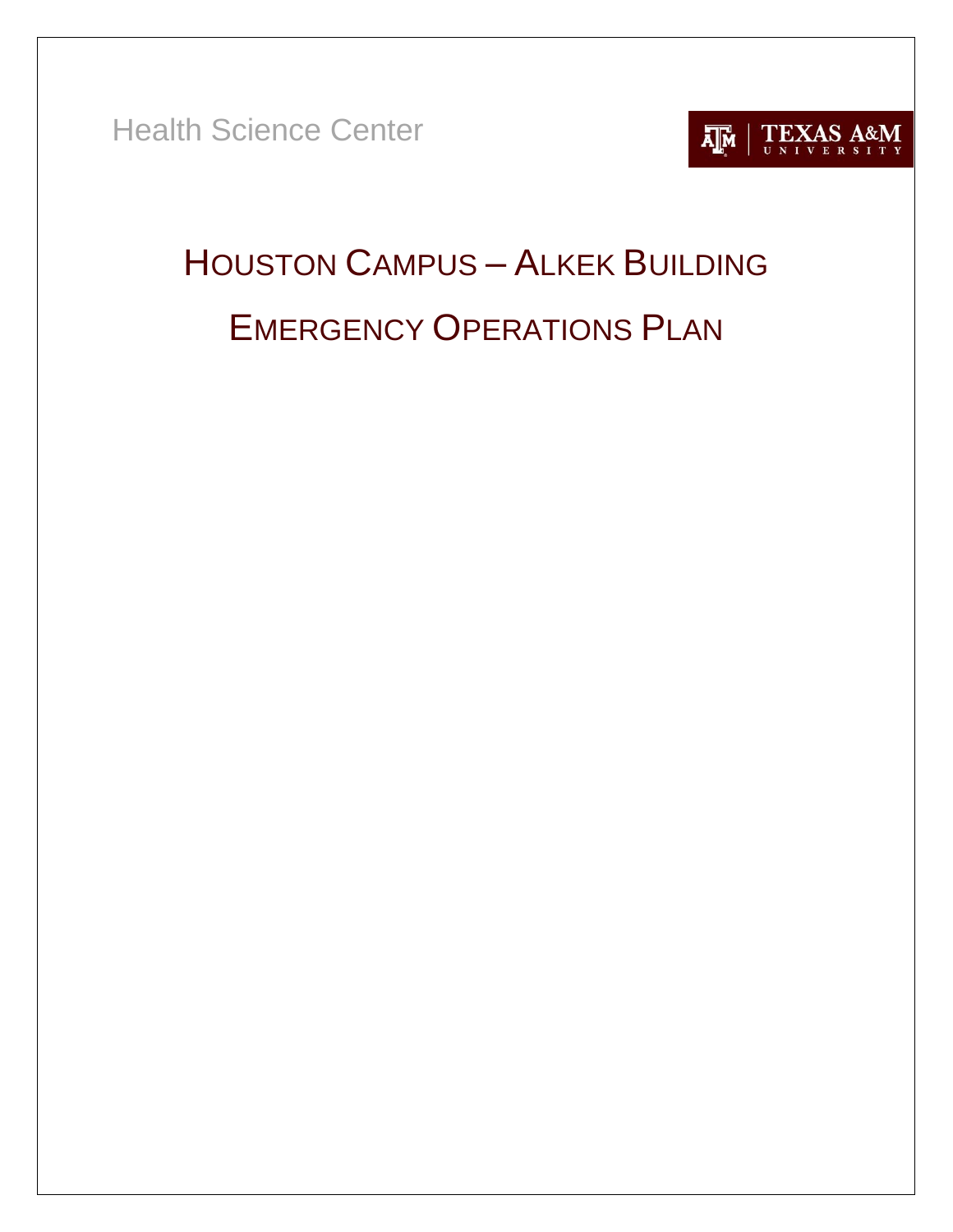Health Science Center

TEXAS A&M UNIVERSITY

# HOUSTON CAMPUS – ALKEK BUILDING

# EMERGENCY OPERATIONS PLAN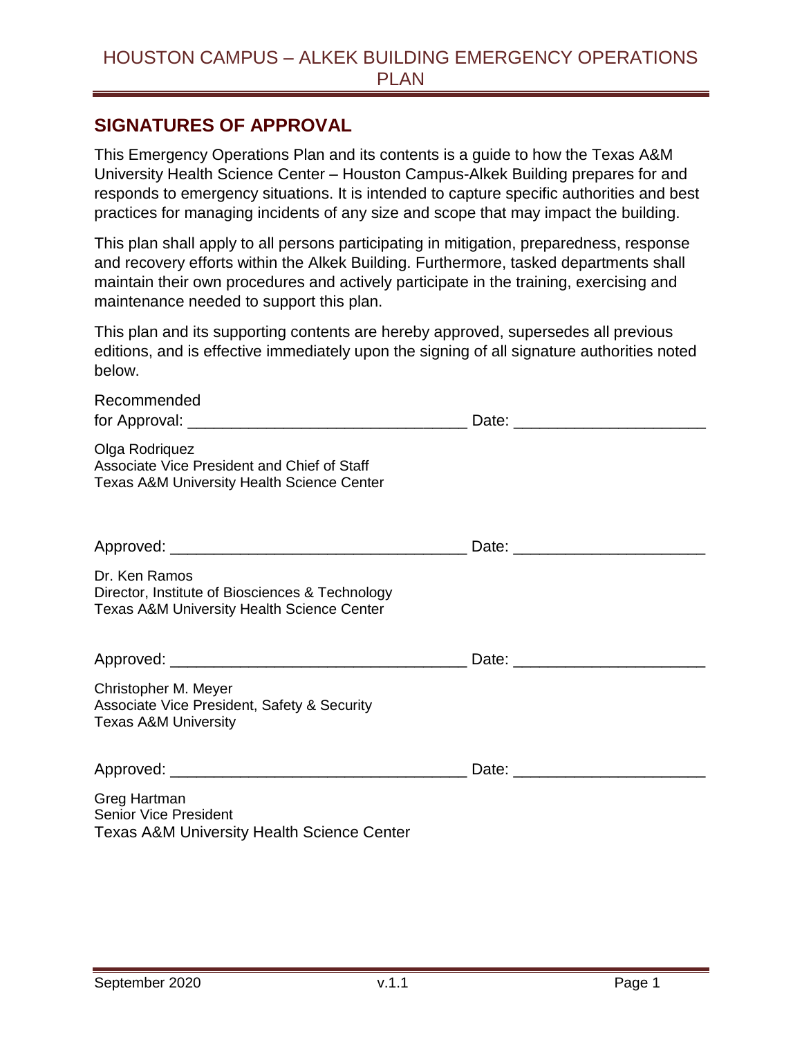## SIGNATURES OF APPROVAL

This Emergency Operations Plan and its contents is a guide to how the Texas A&M University Health Science Center – Houston Campus-Alkek Building prepares for and responds to emergency situations. It is intended to capture specific authorities and best practices for managing incidents of any size and scope that may impact the building.

This plan shall apply to all persons participating in mitigation, preparedness, response and recovery efforts within the Alkek Building. Furthermore, tasked departments shall maintain their own procedures and actively participate in the training, exercising and maintenance needed to support this plan.

This plan and its supporting contents are hereby approved, supersedes all previous editions, and is effective immediately upon the signing of all signature authorities noted below.

Recommended
for Approval: ________________________________ Date: ______________________

Olga Rodriquez
Associate Vice President and Chief of Staff
Texas A&M University Health Science Center

Approved: __________________________________ Date: ______________________

Dr. Ken Ramos
Director, Institute of Biosciences & Technology
Texas A&M University Health Science Center

Approved: __________________________________ Date: ______________________

Christopher M. Meyer
Associate Vice President, Safety & Security
Texas A&M University

Approved: __________________________________ Date: ______________________

Greg Hartman
Senior Vice President
Texas A&M University Health Science Center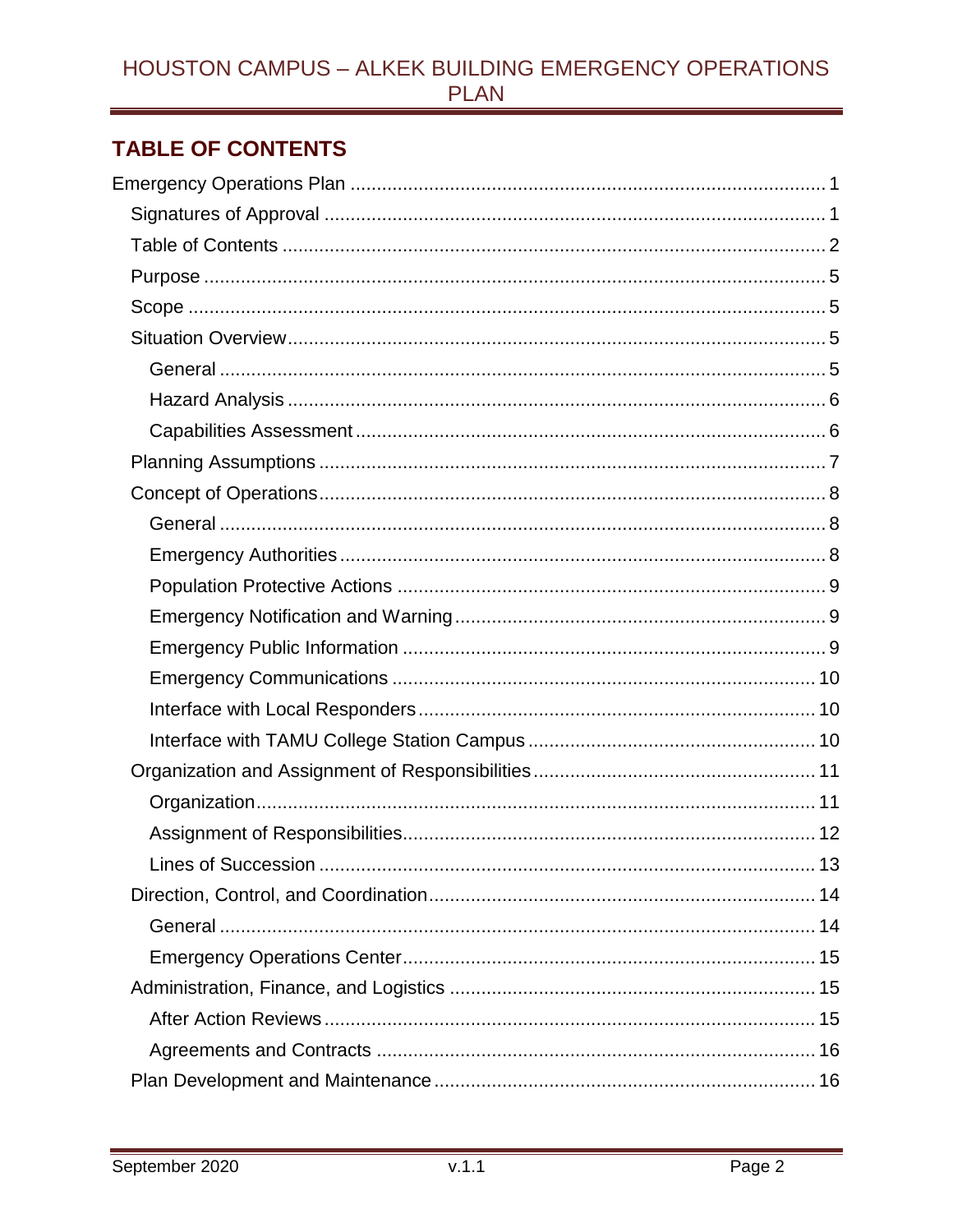## TABLE OF CONTENTS

Emergency Operations Plan ........ 1
- Signatures of Approval ........ 1
- Table of Contents ........ 2
- Purpose ........ 5
- Scope ........ 5
- Situation Overview ........ 5
  - General ........ 5
  - Hazard Analysis ........ 6
  - Capabilities Assessment ........ 6
- Planning Assumptions ........ 7
- Concept of Operations ........ 8
  - General ........ 8
  - Emergency Authorities ........ 8
  - Population Protective Actions ........ 9
  - Emergency Notification and Warning ........ 9
  - Emergency Public Information ........ 9
  - Emergency Communications ........ 10
  - Interface with Local Responders ........ 10
  - Interface with TAMU College Station Campus ........ 10
- Organization and Assignment of Responsibilities ........ 11
  - Organization ........ 11
  - Assignment of Responsibilities ........ 12
  - Lines of Succession ........ 13
- Direction, Control, and Coordination ........ 14
  - General ........ 14
  - Emergency Operations Center ........ 15
- Administration, Finance, and Logistics ........ 15
  - After Action Reviews ........ 15
  - Agreements and Contracts ........ 16
- Plan Development and Maintenance ........ 16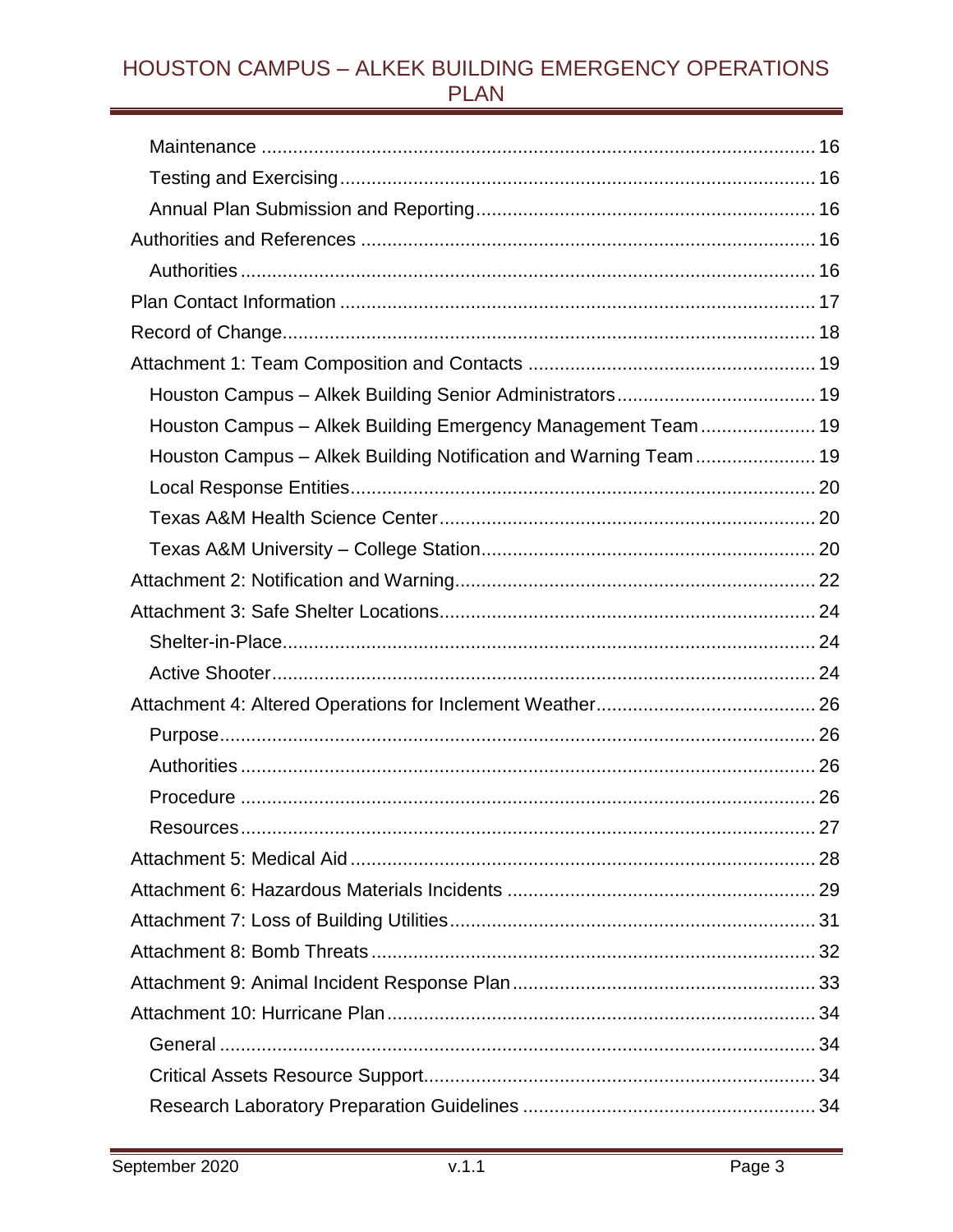- Maintenance ........ 16
- Testing and Exercising ........ 16
- Annual Plan Submission and Reporting ........ 16

Authorities and References ........ 16

- Authorities ........ 16

Plan Contact Information ........ 17

Record of Change ........ 18

Attachment 1: Team Composition and Contacts ........ 19

- Houston Campus – Alkek Building Senior Administrators ........ 19
- Houston Campus – Alkek Building Emergency Management Team ........ 19
- Houston Campus – Alkek Building Notification and Warning Team ........ 19
- Local Response Entities ........ 20
- Texas A&M Health Science Center ........ 20
- Texas A&M University – College Station ........ 20

Attachment 2: Notification and Warning ........ 22

Attachment 3: Safe Shelter Locations ........ 24

- Shelter-in-Place ........ 24
- Active Shooter ........ 24

Attachment 4: Altered Operations for Inclement Weather ........ 26

- Purpose ........ 26
- Authorities ........ 26
- Procedure ........ 26
- Resources ........ 27

Attachment 5: Medical Aid ........ 28

Attachment 6: Hazardous Materials Incidents ........ 29

Attachment 7: Loss of Building Utilities ........ 31

Attachment 8: Bomb Threats ........ 32

Attachment 9: Animal Incident Response Plan ........ 33

Attachment 10: Hurricane Plan ........ 34

- General ........ 34
- Critical Assets Resource Support ........ 34
- Research Laboratory Preparation Guidelines ........ 34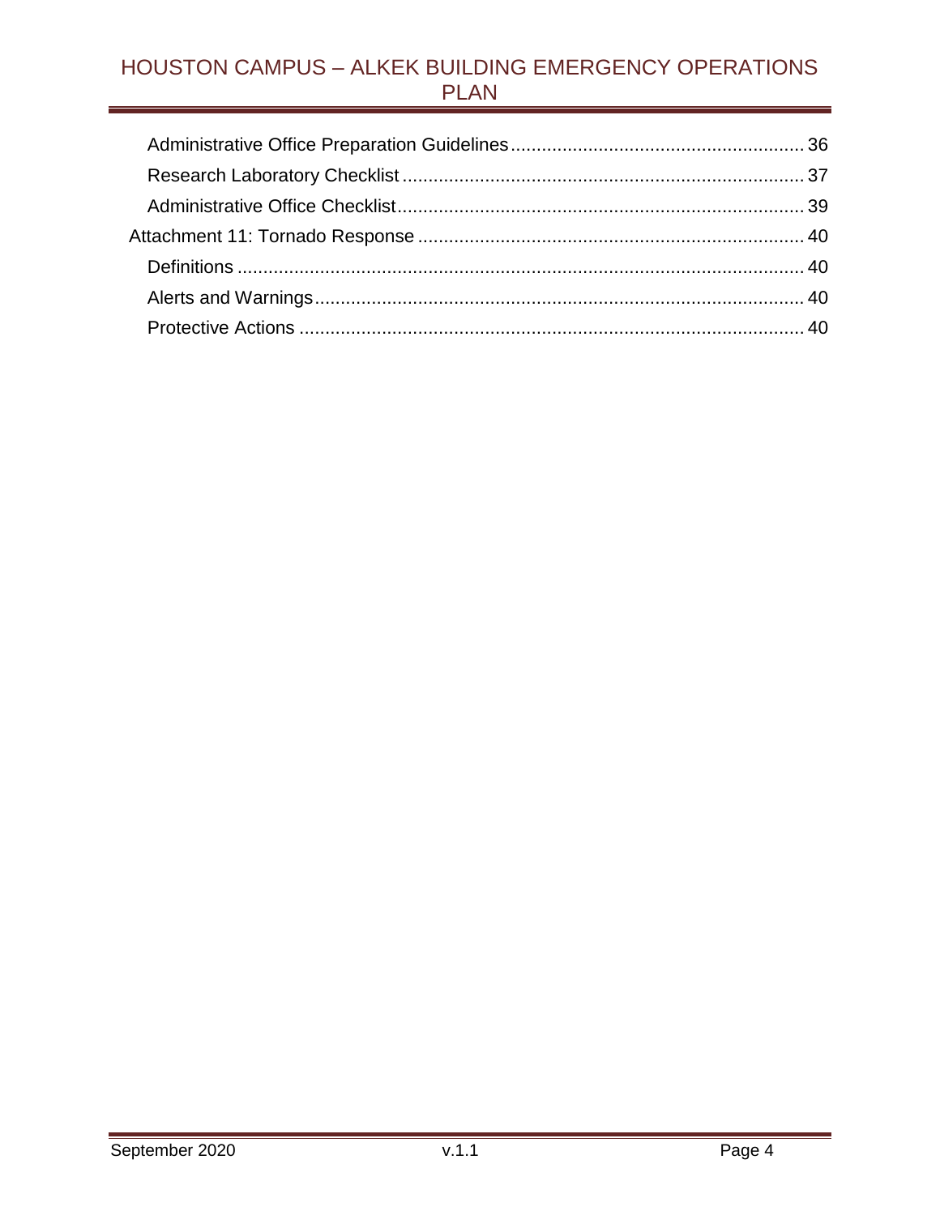Administrative Office Preparation Guidelines ........ 36
Research Laboratory Checklist ........ 37
Administrative Office Checklist ........ 39
Attachment 11: Tornado Response ........ 40
Definitions ........ 40
Alerts and Warnings ........ 40
Protective Actions ........ 40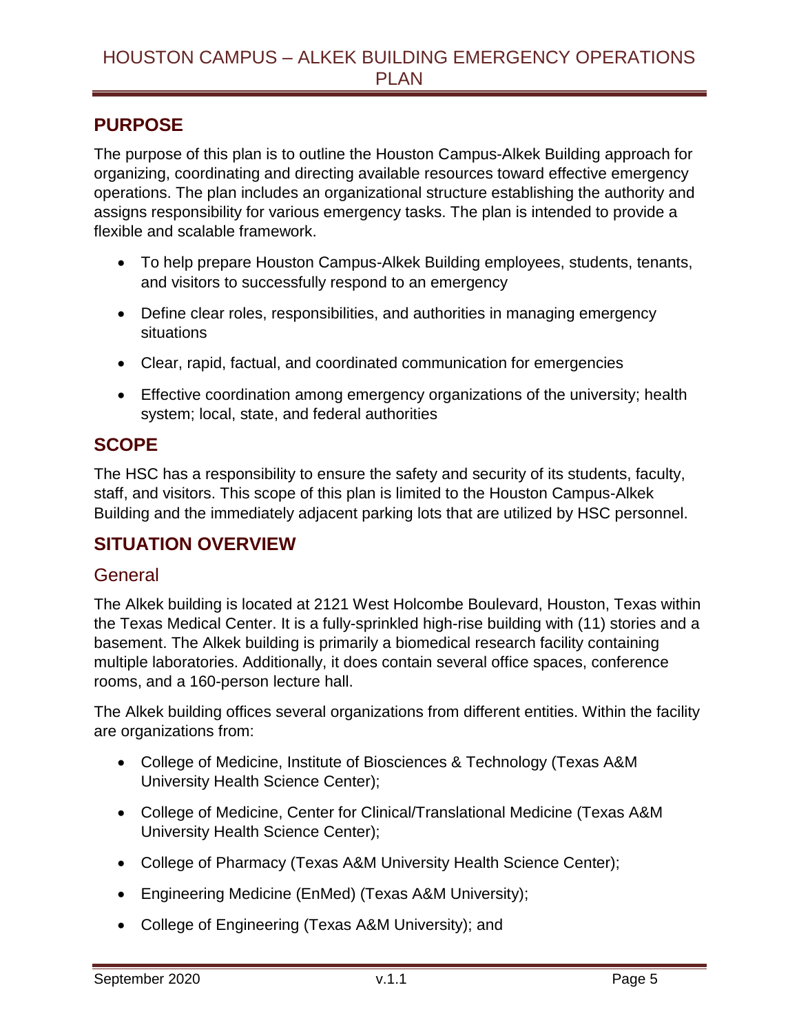## PURPOSE

The purpose of this plan is to outline the Houston Campus-Alkek Building approach for organizing, coordinating and directing available resources toward effective emergency operations. The plan includes an organizational structure establishing the authority and assigns responsibility for various emergency tasks. The plan is intended to provide a flexible and scalable framework.

- To help prepare Houston Campus-Alkek Building employees, students, tenants, and visitors to successfully respond to an emergency
- Define clear roles, responsibilities, and authorities in managing emergency situations
- Clear, rapid, factual, and coordinated communication for emergencies
- Effective coordination among emergency organizations of the university; health system; local, state, and federal authorities

## SCOPE

The HSC has a responsibility to ensure the safety and security of its students, faculty, staff, and visitors. This scope of this plan is limited to the Houston Campus-Alkek Building and the immediately adjacent parking lots that are utilized by HSC personnel.

## SITUATION OVERVIEW

### General

The Alkek building is located at 2121 West Holcombe Boulevard, Houston, Texas within the Texas Medical Center. It is a fully-sprinkled high-rise building with (11) stories and a basement. The Alkek building is primarily a biomedical research facility containing multiple laboratories. Additionally, it does contain several office spaces, conference rooms, and a 160-person lecture hall.

The Alkek building offices several organizations from different entities. Within the facility are organizations from:

- College of Medicine, Institute of Biosciences & Technology (Texas A&M University Health Science Center);
- College of Medicine, Center for Clinical/Translational Medicine (Texas A&M University Health Science Center);
- College of Pharmacy (Texas A&M University Health Science Center);
- Engineering Medicine (EnMed) (Texas A&M University);
- College of Engineering (Texas A&M University); and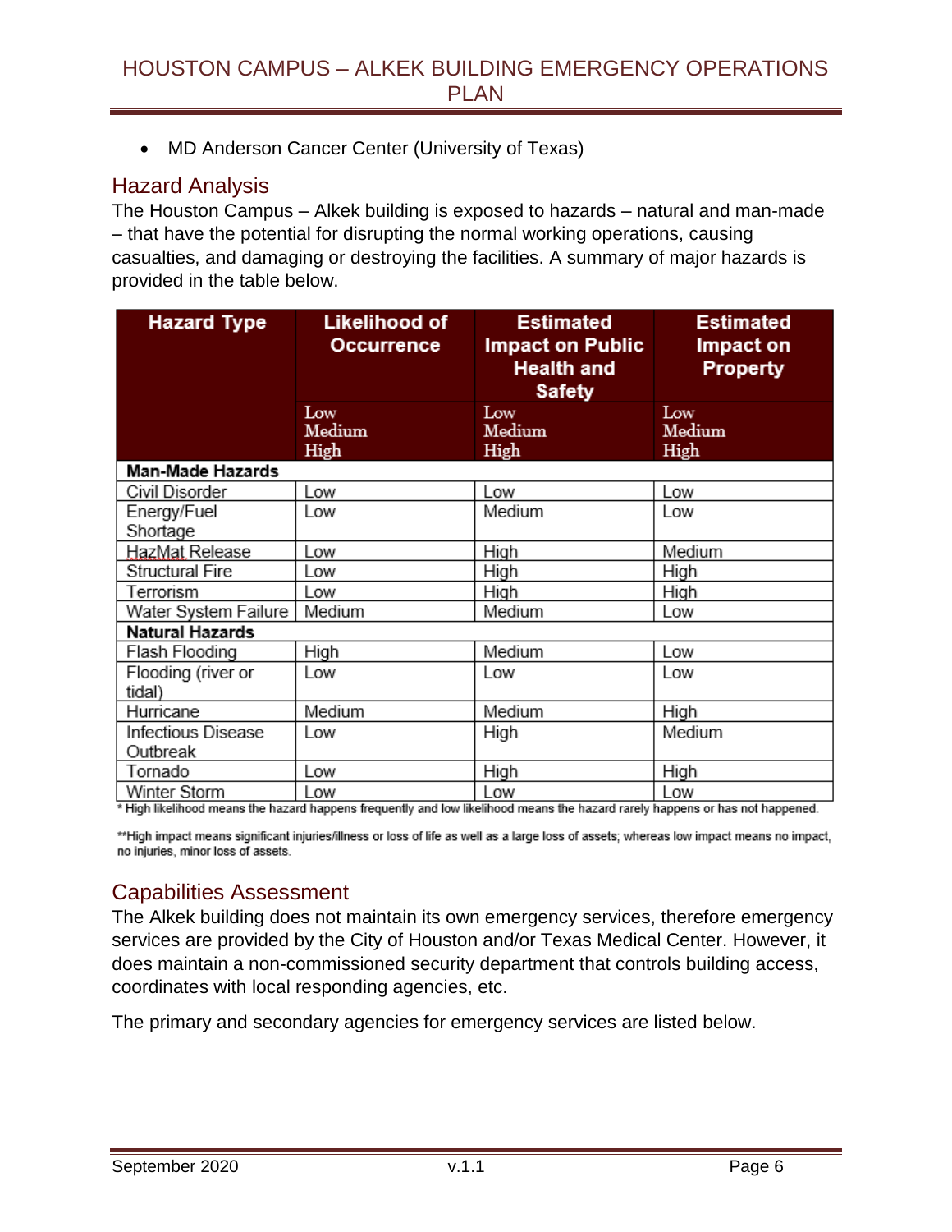- MD Anderson Cancer Center (University of Texas)

## Hazard Analysis

The Houston Campus – Alkek building is exposed to hazards – natural and man-made – that have the potential for disrupting the normal working operations, causing casualties, and damaging or destroying the facilities. A summary of major hazards is provided in the table below.

| Hazard Type | Likelihood of Occurrence | Estimated Impact on Public Health and Safety | Estimated Impact on Property |
|---|---|---|---|
| | Low Medium High | Low Medium High | Low Medium High |
| **Man-Made Hazards** | | | |
| Civil Disorder | Low | Low | Low |
| Energy/Fuel Shortage | Low | Medium | Low |
| HazMat Release | Low | High | Medium |
| Structural Fire | Low | High | High |
| Terrorism | Low | High | High |
| Water System Failure | Medium | Medium | Low |
| **Natural Hazards** | | | |
| Flash Flooding | High | Medium | Low |
| Flooding (river or tidal) | Low | Low | Low |
| Hurricane | Medium | Medium | High |
| Infectious Disease Outbreak | Low | High | Medium |
| Tornado | Low | High | High |
| Winter Storm | Low | Low | Low |

* High likelihood means the hazard happens frequently and low likelihood means the hazard rarely happens or has not happened.

** High impact means significant injuries/illness or loss of life as well as a large loss of assets; whereas low impact means no impact, no injuries, minor loss of assets.

## Capabilities Assessment

The Alkek building does not maintain its own emergency services, therefore emergency services are provided by the City of Houston and/or Texas Medical Center. However, it does maintain a non-commissioned security department that controls building access, coordinates with local responding agencies, etc.

The primary and secondary agencies for emergency services are listed below.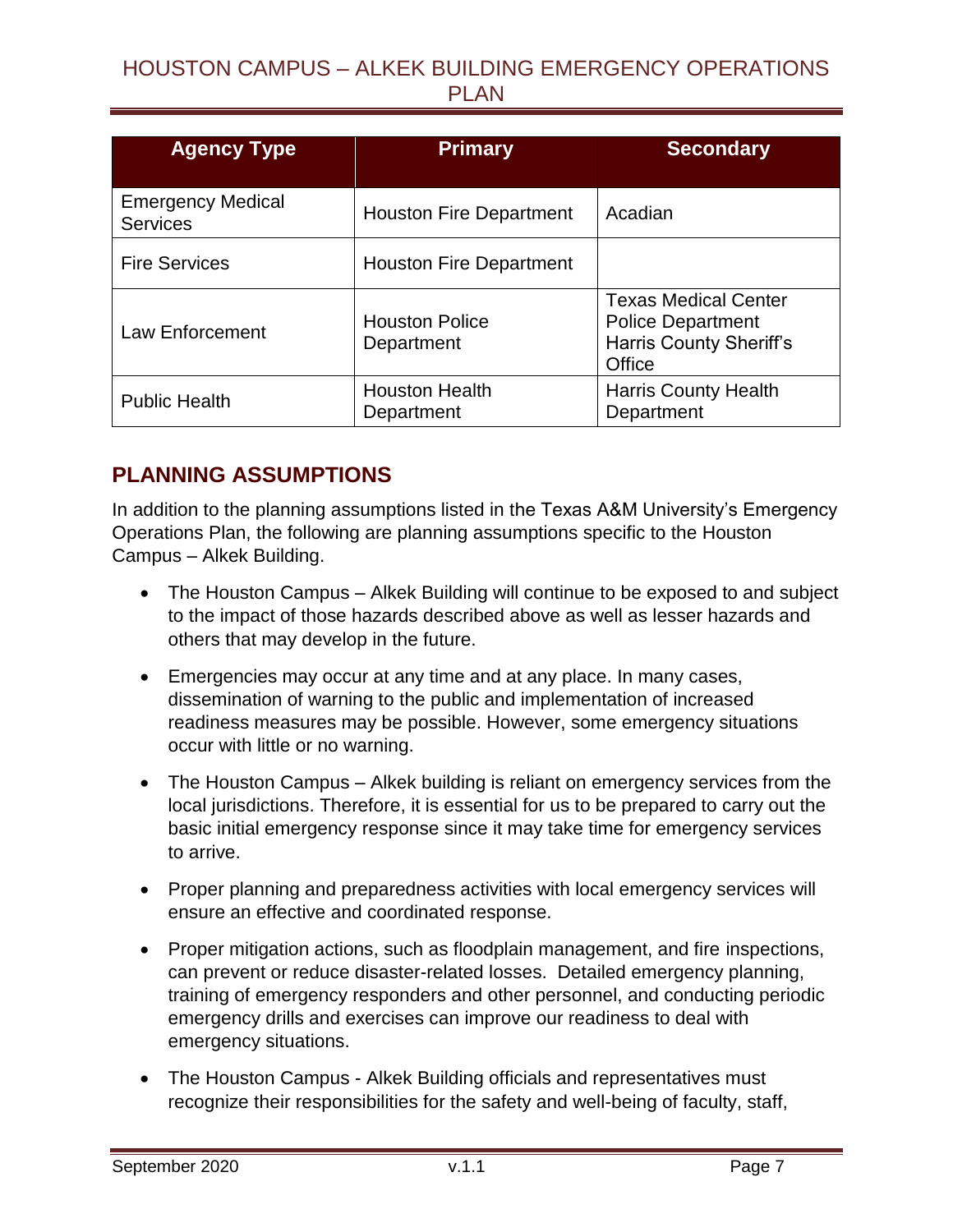| Agency Type | Primary | Secondary |
|---|---|---|
| Emergency Medical Services | Houston Fire Department | Acadian |
| Fire Services | Houston Fire Department | |
| Law Enforcement | Houston Police Department | Texas Medical Center Police Department<br>Harris County Sheriff's Office |
| Public Health | Houston Health Department | Harris County Health Department |

## PLANNING ASSUMPTIONS

In addition to the planning assumptions listed in the Texas A&M University's Emergency Operations Plan, the following are planning assumptions specific to the Houston Campus – Alkek Building.

- The Houston Campus – Alkek Building will continue to be exposed to and subject to the impact of those hazards described above as well as lesser hazards and others that may develop in the future.
- Emergencies may occur at any time and at any place. In many cases, dissemination of warning to the public and implementation of increased readiness measures may be possible. However, some emergency situations occur with little or no warning.
- The Houston Campus – Alkek building is reliant on emergency services from the local jurisdictions. Therefore, it is essential for us to be prepared to carry out the basic initial emergency response since it may take time for emergency services to arrive.
- Proper planning and preparedness activities with local emergency services will ensure an effective and coordinated response.
- Proper mitigation actions, such as floodplain management, and fire inspections, can prevent or reduce disaster-related losses. Detailed emergency planning, training of emergency responders and other personnel, and conducting periodic emergency drills and exercises can improve our readiness to deal with emergency situations.
- The Houston Campus - Alkek Building officials and representatives must recognize their responsibilities for the safety and well-being of faculty, staff,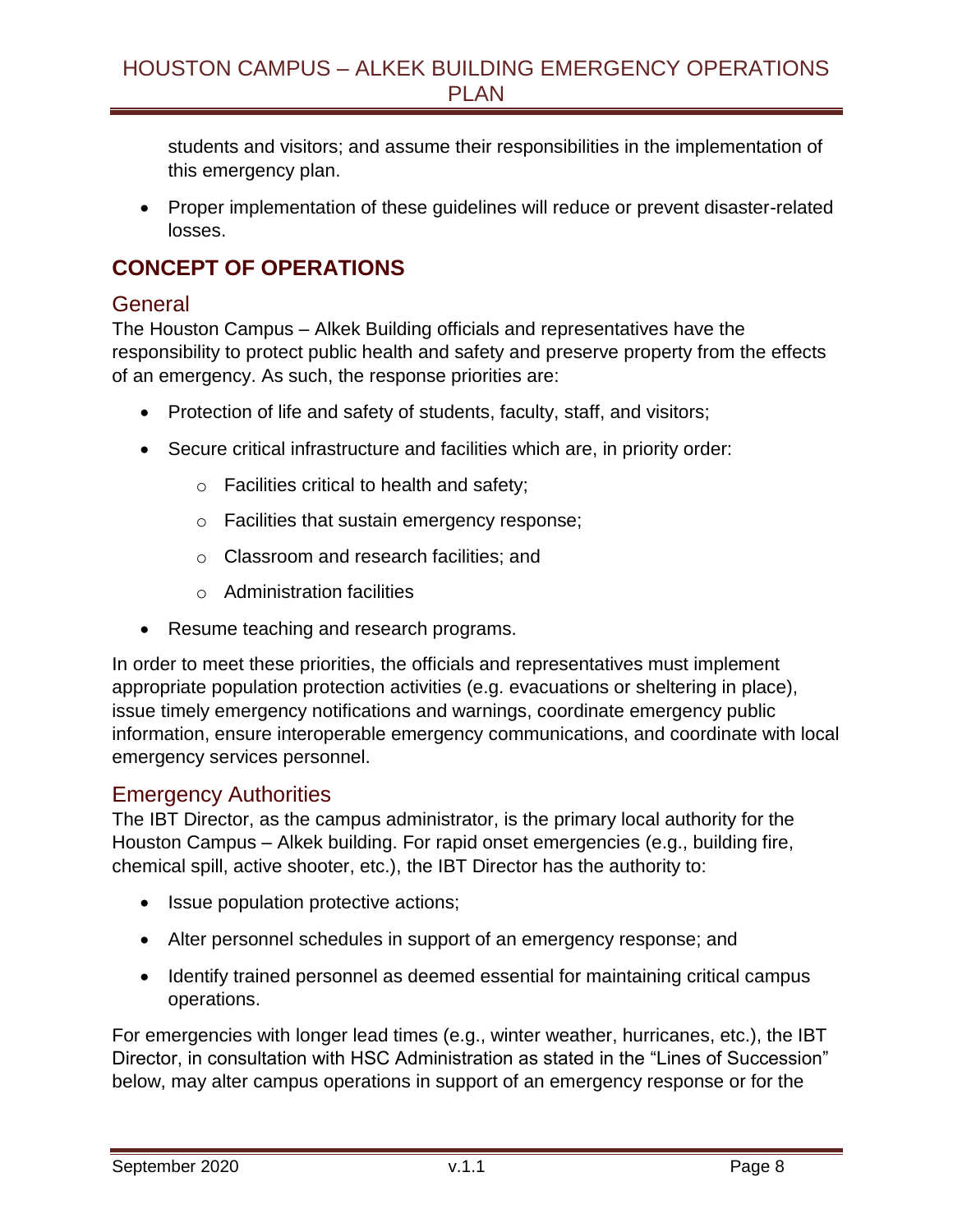students and visitors; and assume their responsibilities in the implementation of this emergency plan.

- Proper implementation of these guidelines will reduce or prevent disaster-related losses.

## CONCEPT OF OPERATIONS

### General

The Houston Campus – Alkek Building officials and representatives have the responsibility to protect public health and safety and preserve property from the effects of an emergency. As such, the response priorities are:

- Protection of life and safety of students, faculty, staff, and visitors;
- Secure critical infrastructure and facilities which are, in priority order:
  - Facilities critical to health and safety;
  - Facilities that sustain emergency response;
  - Classroom and research facilities; and
  - Administration facilities
- Resume teaching and research programs.

In order to meet these priorities, the officials and representatives must implement appropriate population protection activities (e.g. evacuations or sheltering in place), issue timely emergency notifications and warnings, coordinate emergency public information, ensure interoperable emergency communications, and coordinate with local emergency services personnel.

### Emergency Authorities

The IBT Director, as the campus administrator, is the primary local authority for the Houston Campus – Alkek building. For rapid onset emergencies (e.g., building fire, chemical spill, active shooter, etc.), the IBT Director has the authority to:

- Issue population protective actions;
- Alter personnel schedules in support of an emergency response; and
- Identify trained personnel as deemed essential for maintaining critical campus operations.

For emergencies with longer lead times (e.g., winter weather, hurricanes, etc.), the IBT Director, in consultation with HSC Administration as stated in the "Lines of Succession" below, may alter campus operations in support of an emergency response or for the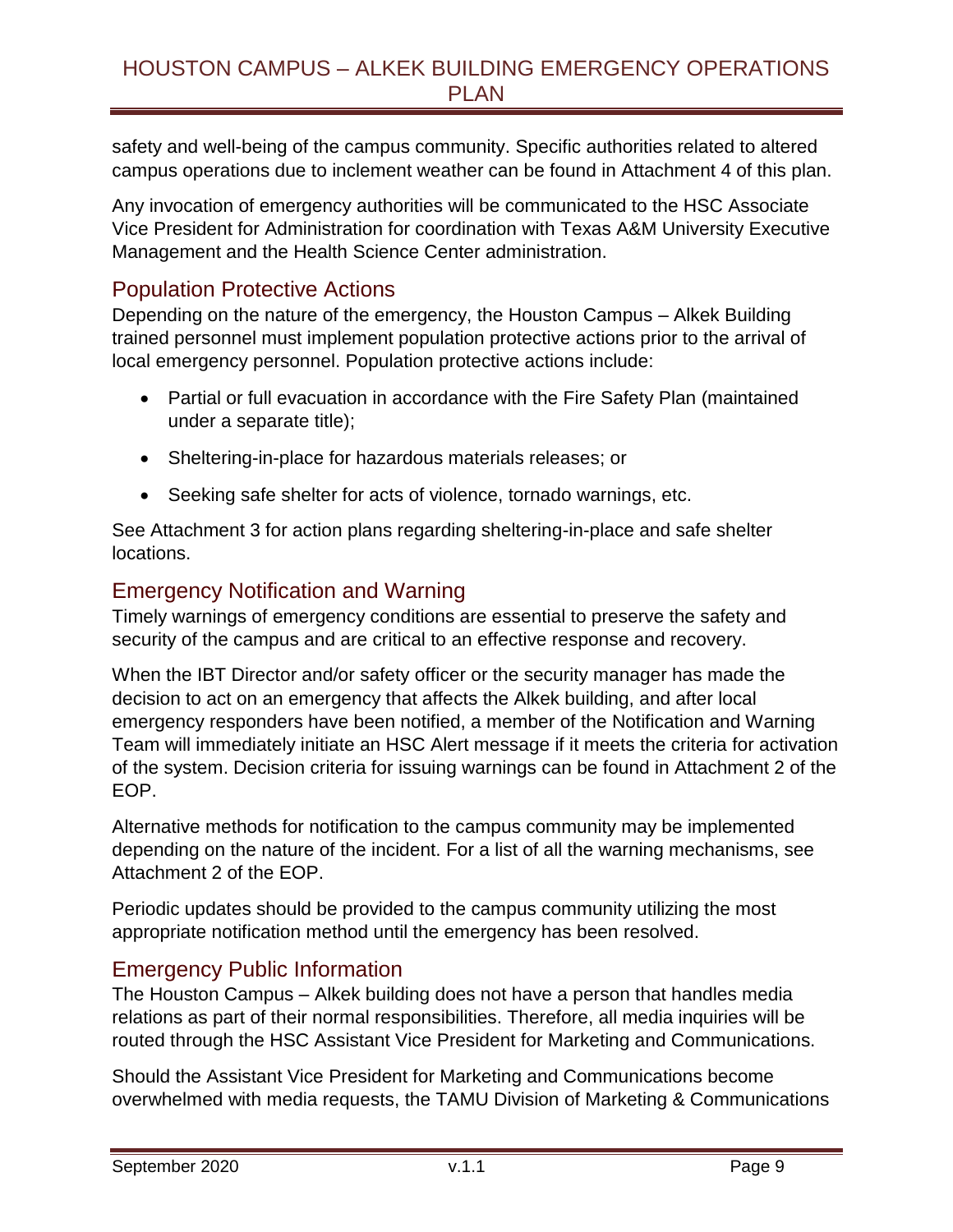safety and well-being of the campus community. Specific authorities related to altered campus operations due to inclement weather can be found in Attachment 4 of this plan.

Any invocation of emergency authorities will be communicated to the HSC Associate Vice President for Administration for coordination with Texas A&M University Executive Management and the Health Science Center administration.

## Population Protective Actions

Depending on the nature of the emergency, the Houston Campus – Alkek Building trained personnel must implement population protective actions prior to the arrival of local emergency personnel. Population protective actions include:

- Partial or full evacuation in accordance with the Fire Safety Plan (maintained under a separate title);
- Sheltering-in-place for hazardous materials releases; or
- Seeking safe shelter for acts of violence, tornado warnings, etc.

See Attachment 3 for action plans regarding sheltering-in-place and safe shelter locations.

## Emergency Notification and Warning

Timely warnings of emergency conditions are essential to preserve the safety and security of the campus and are critical to an effective response and recovery.

When the IBT Director and/or safety officer or the security manager has made the decision to act on an emergency that affects the Alkek building, and after local emergency responders have been notified, a member of the Notification and Warning Team will immediately initiate an HSC Alert message if it meets the criteria for activation of the system. Decision criteria for issuing warnings can be found in Attachment 2 of the EOP.

Alternative methods for notification to the campus community may be implemented depending on the nature of the incident. For a list of all the warning mechanisms, see Attachment 2 of the EOP.

Periodic updates should be provided to the campus community utilizing the most appropriate notification method until the emergency has been resolved.

## Emergency Public Information

The Houston Campus – Alkek building does not have a person that handles media relations as part of their normal responsibilities. Therefore, all media inquiries will be routed through the HSC Assistant Vice President for Marketing and Communications.

Should the Assistant Vice President for Marketing and Communications become overwhelmed with media requests, the TAMU Division of Marketing & Communications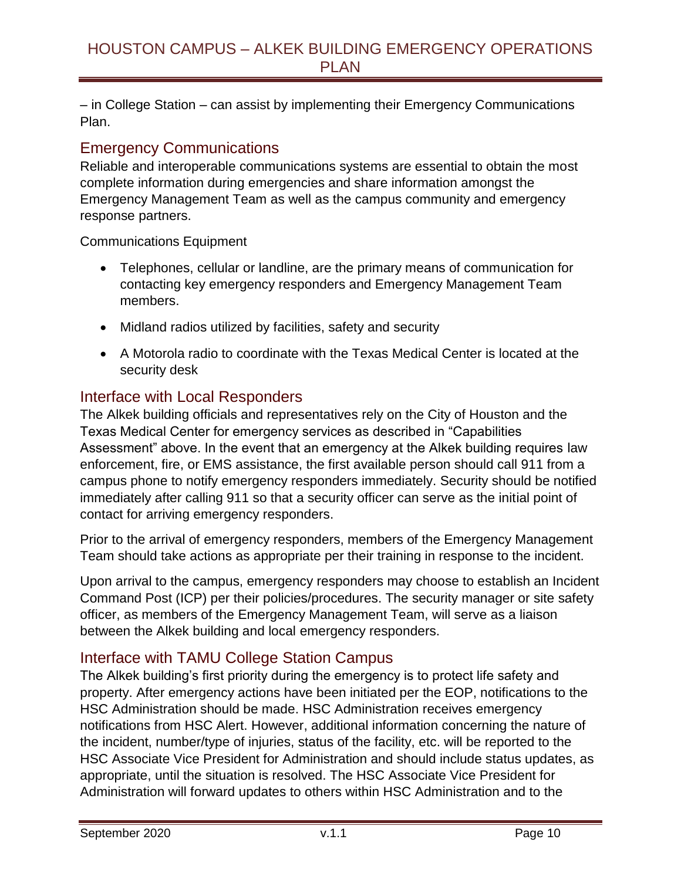– in College Station – can assist by implementing their Emergency Communications Plan.

## Emergency Communications

Reliable and interoperable communications systems are essential to obtain the most complete information during emergencies and share information amongst the Emergency Management Team as well as the campus community and emergency response partners.

Communications Equipment

- Telephones, cellular or landline, are the primary means of communication for contacting key emergency responders and Emergency Management Team members.
- Midland radios utilized by facilities, safety and security
- A Motorola radio to coordinate with the Texas Medical Center is located at the security desk

## Interface with Local Responders

The Alkek building officials and representatives rely on the City of Houston and the Texas Medical Center for emergency services as described in "Capabilities Assessment" above. In the event that an emergency at the Alkek building requires law enforcement, fire, or EMS assistance, the first available person should call 911 from a campus phone to notify emergency responders immediately. Security should be notified immediately after calling 911 so that a security officer can serve as the initial point of contact for arriving emergency responders.

Prior to the arrival of emergency responders, members of the Emergency Management Team should take actions as appropriate per their training in response to the incident.

Upon arrival to the campus, emergency responders may choose to establish an Incident Command Post (ICP) per their policies/procedures. The security manager or site safety officer, as members of the Emergency Management Team, will serve as a liaison between the Alkek building and local emergency responders.

## Interface with TAMU College Station Campus

The Alkek building's first priority during the emergency is to protect life safety and property. After emergency actions have been initiated per the EOP, notifications to the HSC Administration should be made. HSC Administration receives emergency notifications from HSC Alert. However, additional information concerning the nature of the incident, number/type of injuries, status of the facility, etc. will be reported to the HSC Associate Vice President for Administration and should include status updates, as appropriate, until the situation is resolved. The HSC Associate Vice President for Administration will forward updates to others within HSC Administration and to the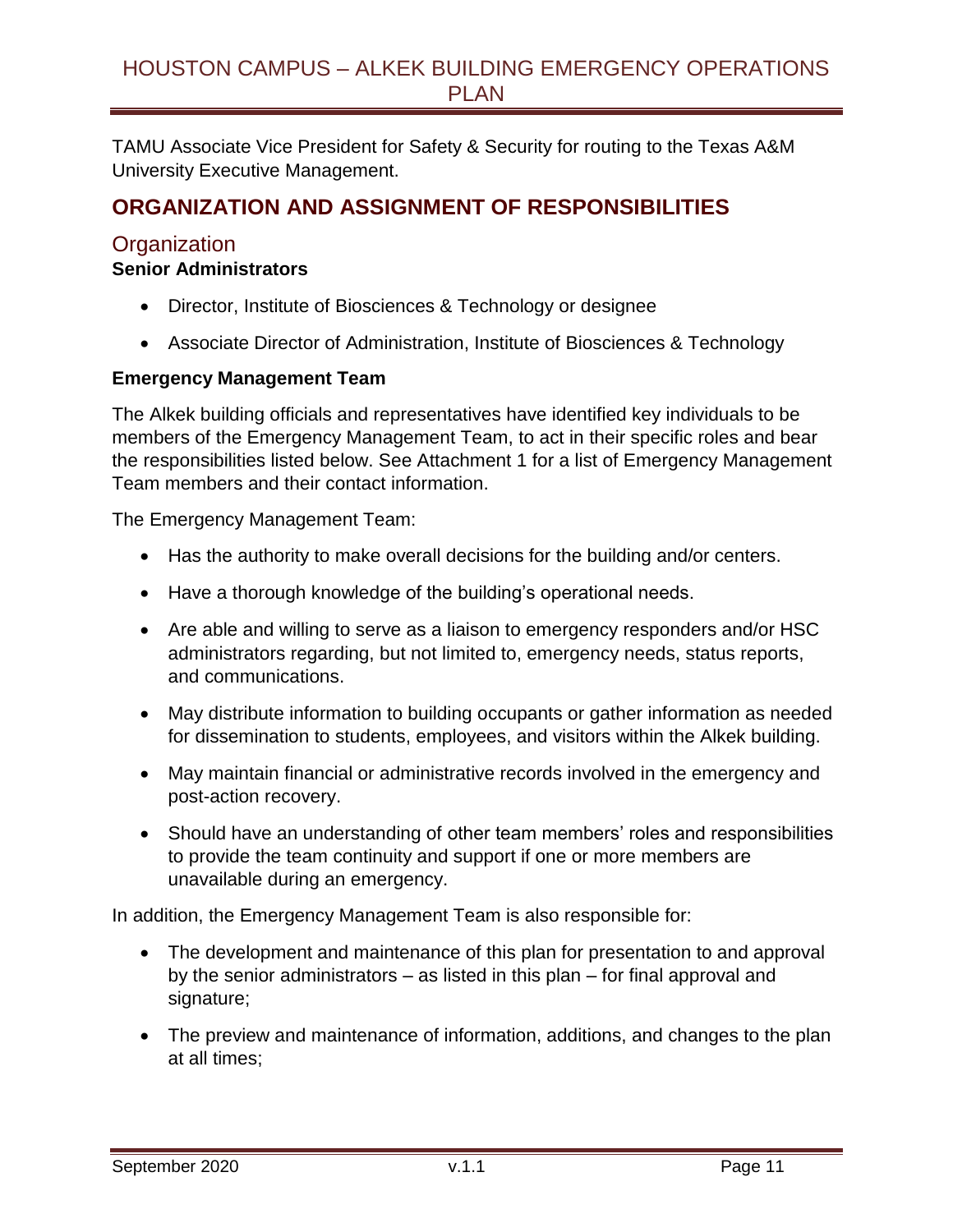TAMU Associate Vice President for Safety & Security for routing to the Texas A&M University Executive Management.

## ORGANIZATION AND ASSIGNMENT OF RESPONSIBILITIES

### Organization

**Senior Administrators**

- Director, Institute of Biosciences & Technology or designee
- Associate Director of Administration, Institute of Biosciences & Technology

**Emergency Management Team**

The Alkek building officials and representatives have identified key individuals to be members of the Emergency Management Team, to act in their specific roles and bear the responsibilities listed below. See Attachment 1 for a list of Emergency Management Team members and their contact information.

The Emergency Management Team:

- Has the authority to make overall decisions for the building and/or centers.
- Have a thorough knowledge of the building's operational needs.
- Are able and willing to serve as a liaison to emergency responders and/or HSC administrators regarding, but not limited to, emergency needs, status reports, and communications.
- May distribute information to building occupants or gather information as needed for dissemination to students, employees, and visitors within the Alkek building.
- May maintain financial or administrative records involved in the emergency and post-action recovery.
- Should have an understanding of other team members' roles and responsibilities to provide the team continuity and support if one or more members are unavailable during an emergency.

In addition, the Emergency Management Team is also responsible for:

- The development and maintenance of this plan for presentation to and approval by the senior administrators – as listed in this plan – for final approval and signature;
- The preview and maintenance of information, additions, and changes to the plan at all times;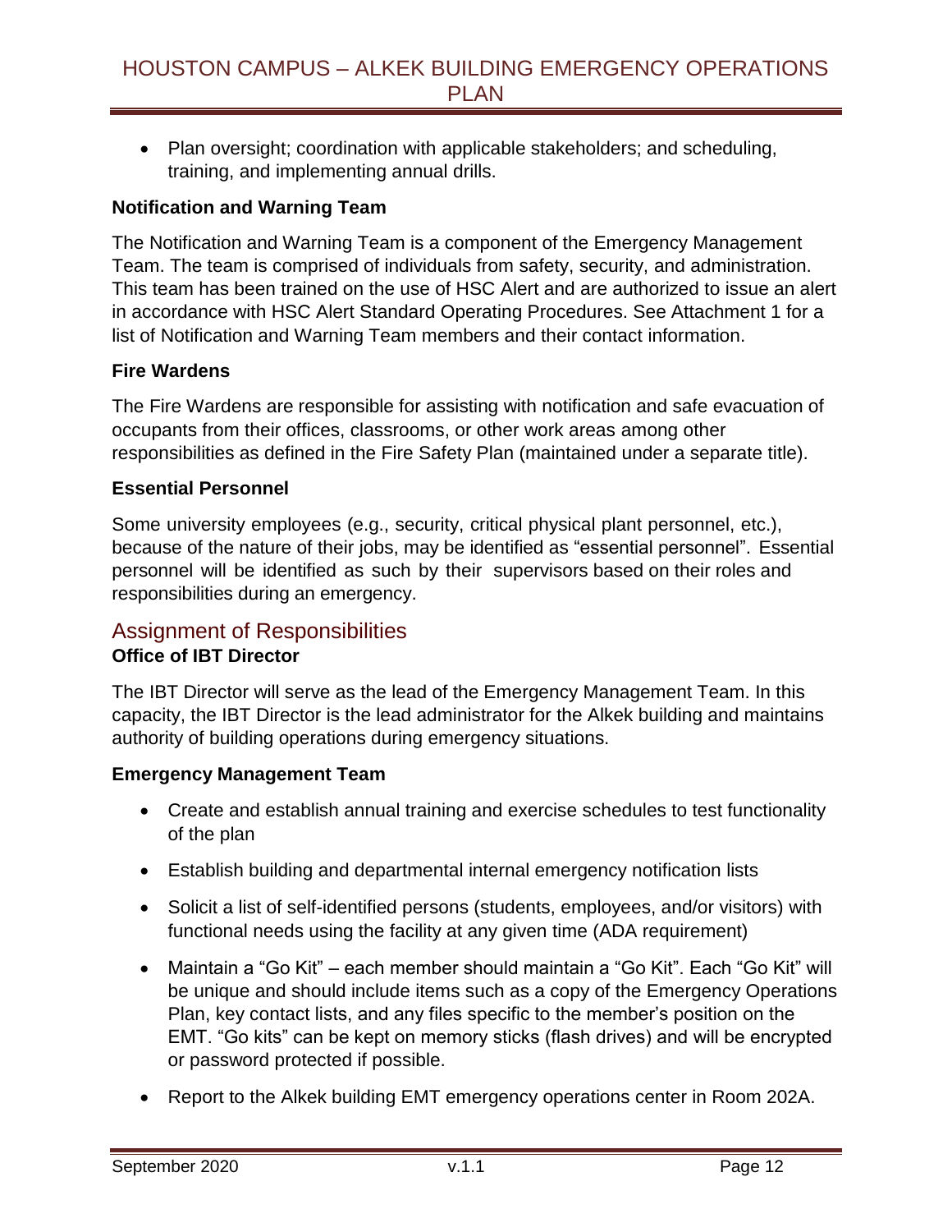- Plan oversight; coordination with applicable stakeholders; and scheduling, training, and implementing annual drills.

**Notification and Warning Team**

The Notification and Warning Team is a component of the Emergency Management Team. The team is comprised of individuals from safety, security, and administration. This team has been trained on the use of HSC Alert and are authorized to issue an alert in accordance with HSC Alert Standard Operating Procedures. See Attachment 1 for a list of Notification and Warning Team members and their contact information.

**Fire Wardens**

The Fire Wardens are responsible for assisting with notification and safe evacuation of occupants from their offices, classrooms, or other work areas among other responsibilities as defined in the Fire Safety Plan (maintained under a separate title).

**Essential Personnel**

Some university employees (e.g., security, critical physical plant personnel, etc.), because of the nature of their jobs, may be identified as "essential personnel". Essential personnel will be identified as such by their supervisors based on their roles and responsibilities during an emergency.

## Assignment of Responsibilities

**Office of IBT Director**

The IBT Director will serve as the lead of the Emergency Management Team. In this capacity, the IBT Director is the lead administrator for the Alkek building and maintains authority of building operations during emergency situations.

**Emergency Management Team**

- Create and establish annual training and exercise schedules to test functionality of the plan
- Establish building and departmental internal emergency notification lists
- Solicit a list of self-identified persons (students, employees, and/or visitors) with functional needs using the facility at any given time (ADA requirement)
- Maintain a "Go Kit" – each member should maintain a "Go Kit". Each "Go Kit" will be unique and should include items such as a copy of the Emergency Operations Plan, key contact lists, and any files specific to the member's position on the EMT. "Go kits" can be kept on memory sticks (flash drives) and will be encrypted or password protected if possible.
- Report to the Alkek building EMT emergency operations center in Room 202A.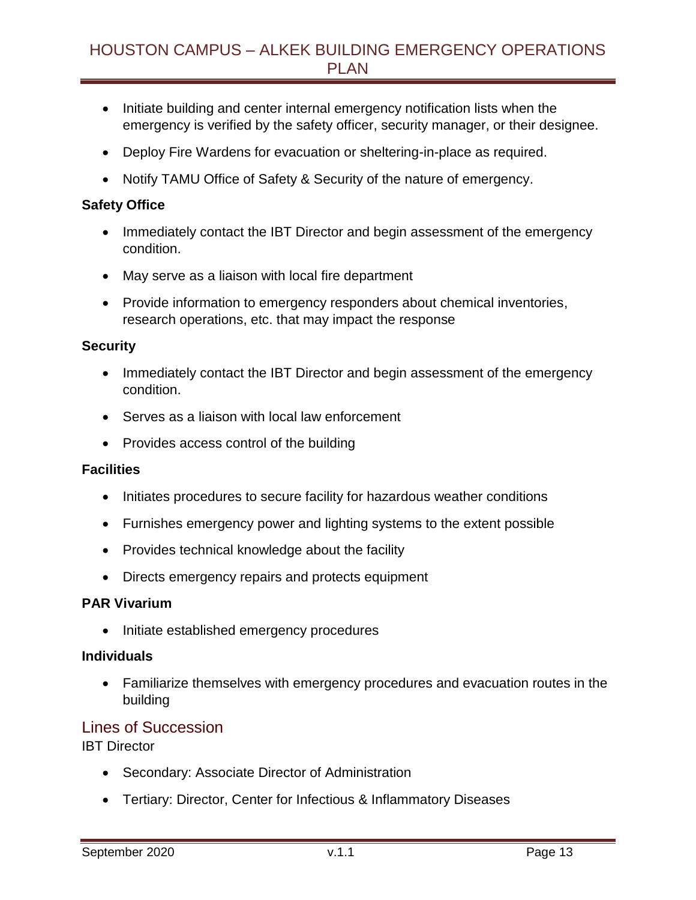- Initiate building and center internal emergency notification lists when the emergency is verified by the safety officer, security manager, or their designee.
- Deploy Fire Wardens for evacuation or sheltering-in-place as required.
- Notify TAMU Office of Safety & Security of the nature of emergency.

**Safety Office**

- Immediately contact the IBT Director and begin assessment of the emergency condition.
- May serve as a liaison with local fire department
- Provide information to emergency responders about chemical inventories, research operations, etc. that may impact the response

**Security**

- Immediately contact the IBT Director and begin assessment of the emergency condition.
- Serves as a liaison with local law enforcement
- Provides access control of the building

**Facilities**

- Initiates procedures to secure facility for hazardous weather conditions
- Furnishes emergency power and lighting systems to the extent possible
- Provides technical knowledge about the facility
- Directs emergency repairs and protects equipment

**PAR Vivarium**

- Initiate established emergency procedures

**Individuals**

- Familiarize themselves with emergency procedures and evacuation routes in the building

## Lines of Succession

IBT Director

- Secondary: Associate Director of Administration
- Tertiary: Director, Center for Infectious & Inflammatory Diseases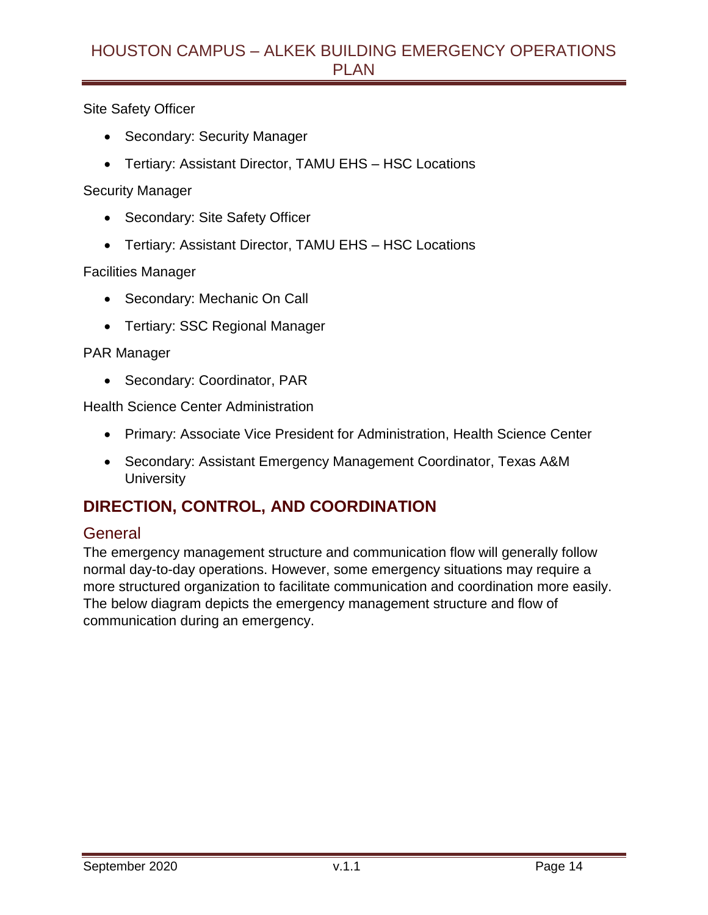Site Safety Officer

- Secondary: Security Manager
- Tertiary: Assistant Director, TAMU EHS – HSC Locations

Security Manager

- Secondary: Site Safety Officer
- Tertiary: Assistant Director, TAMU EHS – HSC Locations

Facilities Manager

- Secondary: Mechanic On Call
- Tertiary: SSC Regional Manager

PAR Manager

- Secondary: Coordinator, PAR

Health Science Center Administration

- Primary: Associate Vice President for Administration, Health Science Center
- Secondary: Assistant Emergency Management Coordinator, Texas A&M University

## DIRECTION, CONTROL, AND COORDINATION

### General

The emergency management structure and communication flow will generally follow normal day-to-day operations. However, some emergency situations may require a more structured organization to facilitate communication and coordination more easily. The below diagram depicts the emergency management structure and flow of communication during an emergency.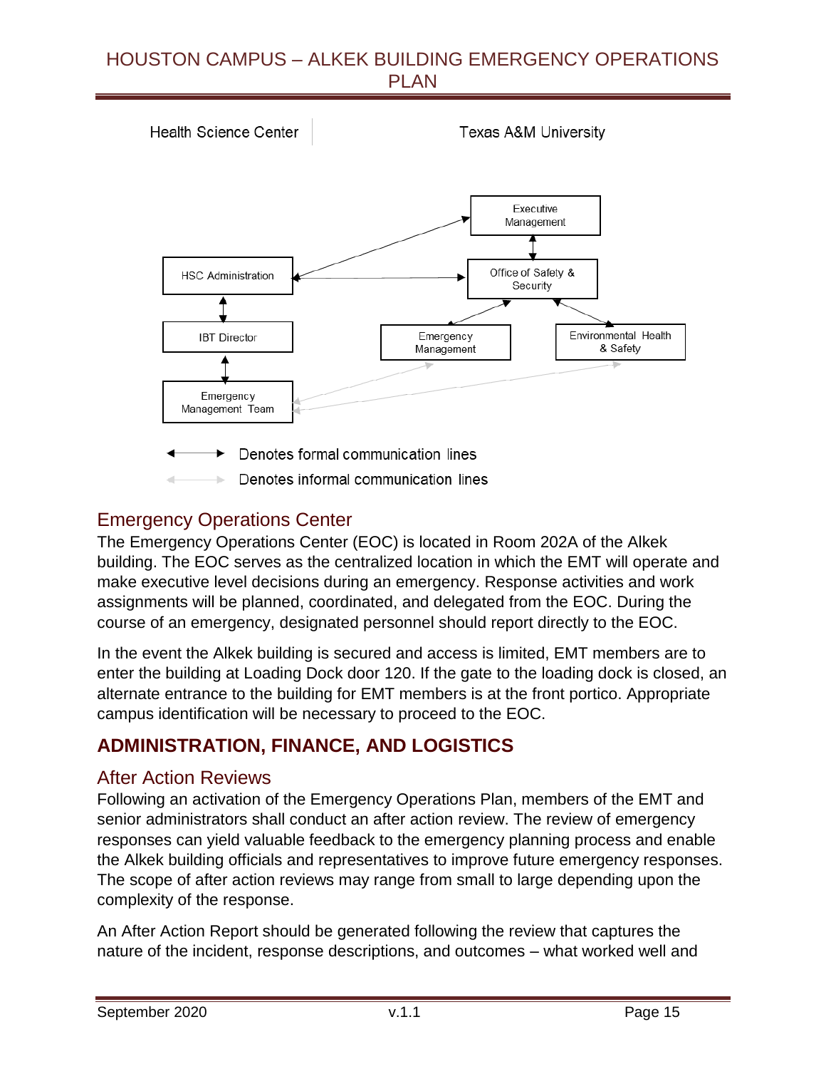Health Science Center | Texas A&M University

Executive Management

HSC Administration

Office of Safety & Security

IBT Director

Emergency Management

Environmental Health & Safety

Emergency Management Team

Denotes formal communication lines

Denotes informal communication lines

## Emergency Operations Center

The Emergency Operations Center (EOC) is located in Room 202A of the Alkek building. The EOC serves as the centralized location in which the EMT will operate and make executive level decisions during an emergency. Response activities and work assignments will be planned, coordinated, and delegated from the EOC. During the course of an emergency, designated personnel should report directly to the EOC.

In the event the Alkek building is secured and access is limited, EMT members are to enter the building at Loading Dock door 120. If the gate to the loading dock is closed, an alternate entrance to the building for EMT members is at the front portico. Appropriate campus identification will be necessary to proceed to the EOC.

# ADMINISTRATION, FINANCE, AND LOGISTICS

## After Action Reviews

Following an activation of the Emergency Operations Plan, members of the EMT and senior administrators shall conduct an after action review. The review of emergency responses can yield valuable feedback to the emergency planning process and enable the Alkek building officials and representatives to improve future emergency responses. The scope of after action reviews may range from small to large depending upon the complexity of the response.

An After Action Report should be generated following the review that captures the nature of the incident, response descriptions, and outcomes – what worked well and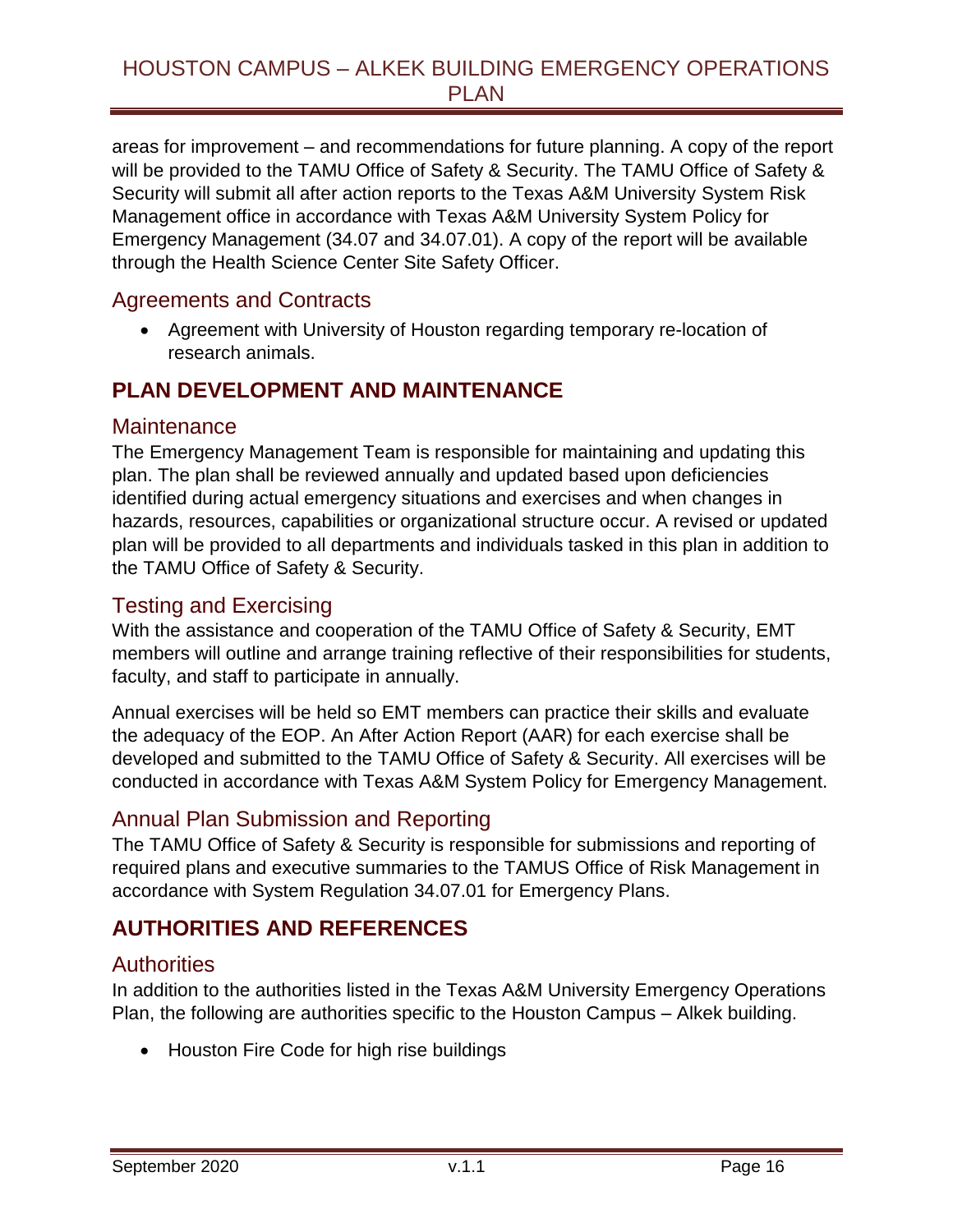areas for improvement – and recommendations for future planning. A copy of the report will be provided to the TAMU Office of Safety & Security. The TAMU Office of Safety & Security will submit all after action reports to the Texas A&M University System Risk Management office in accordance with Texas A&M University System Policy for Emergency Management (34.07 and 34.07.01). A copy of the report will be available through the Health Science Center Site Safety Officer.

### Agreements and Contracts

- Agreement with University of Houston regarding temporary re-location of research animals.

## PLAN DEVELOPMENT AND MAINTENANCE

### Maintenance

The Emergency Management Team is responsible for maintaining and updating this plan. The plan shall be reviewed annually and updated based upon deficiencies identified during actual emergency situations and exercises and when changes in hazards, resources, capabilities or organizational structure occur. A revised or updated plan will be provided to all departments and individuals tasked in this plan in addition to the TAMU Office of Safety & Security.

### Testing and Exercising

With the assistance and cooperation of the TAMU Office of Safety & Security, EMT members will outline and arrange training reflective of their responsibilities for students, faculty, and staff to participate in annually.

Annual exercises will be held so EMT members can practice their skills and evaluate the adequacy of the EOP. An After Action Report (AAR) for each exercise shall be developed and submitted to the TAMU Office of Safety & Security. All exercises will be conducted in accordance with Texas A&M System Policy for Emergency Management.

### Annual Plan Submission and Reporting

The TAMU Office of Safety & Security is responsible for submissions and reporting of required plans and executive summaries to the TAMUS Office of Risk Management in accordance with System Regulation 34.07.01 for Emergency Plans.

## AUTHORITIES AND REFERENCES

### Authorities

In addition to the authorities listed in the Texas A&M University Emergency Operations Plan, the following are authorities specific to the Houston Campus – Alkek building.

- Houston Fire Code for high rise buildings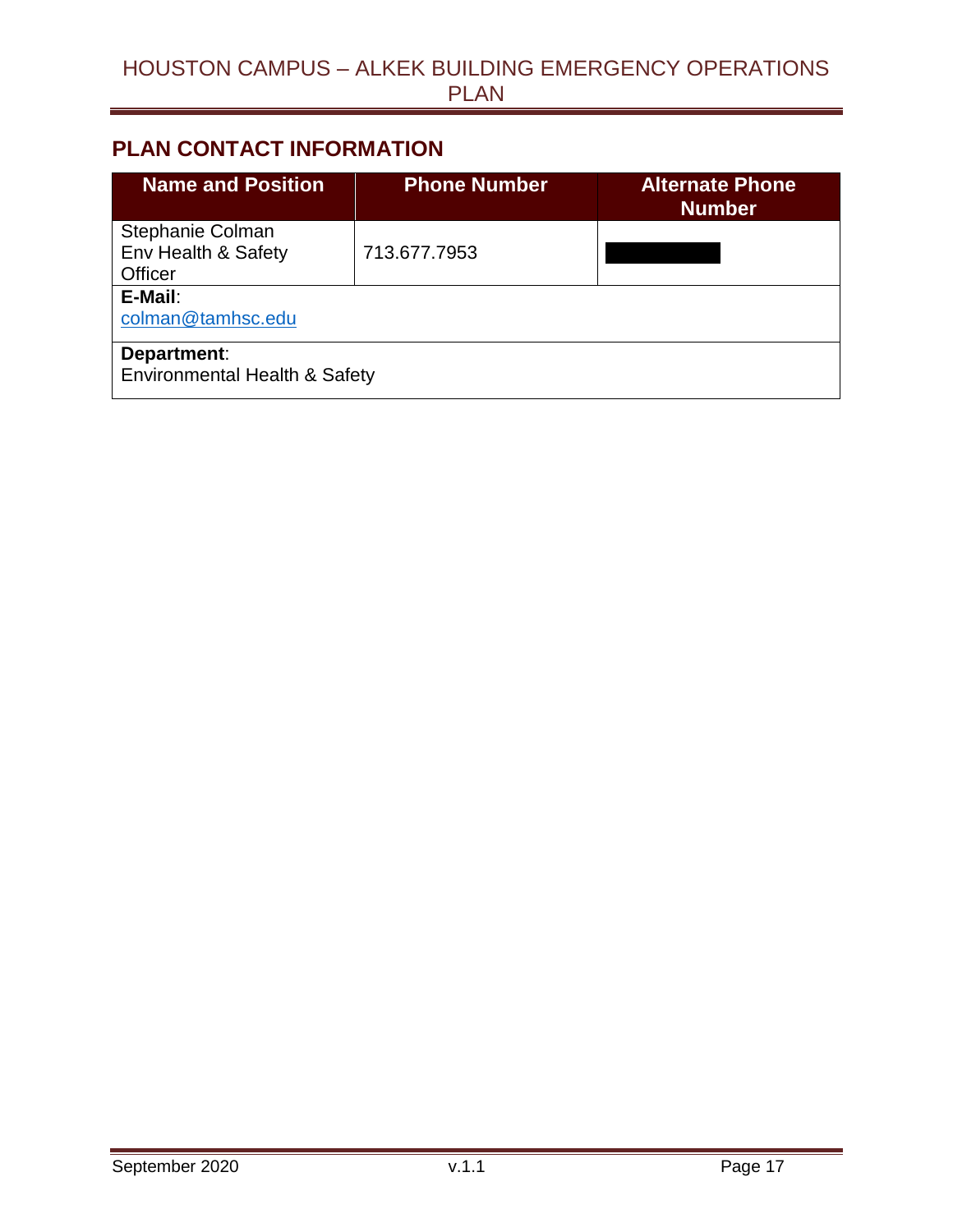## PLAN CONTACT INFORMATION

| Name and Position | Phone Number | Alternate Phone Number |
|---|---|---|
| Stephanie Colman<br>Env Health & Safety Officer | 713.677.7953 | |
| **E-Mail**:<br>colman@tamhsc.edu | | |
| **Department**:<br>Environmental Health & Safety | | |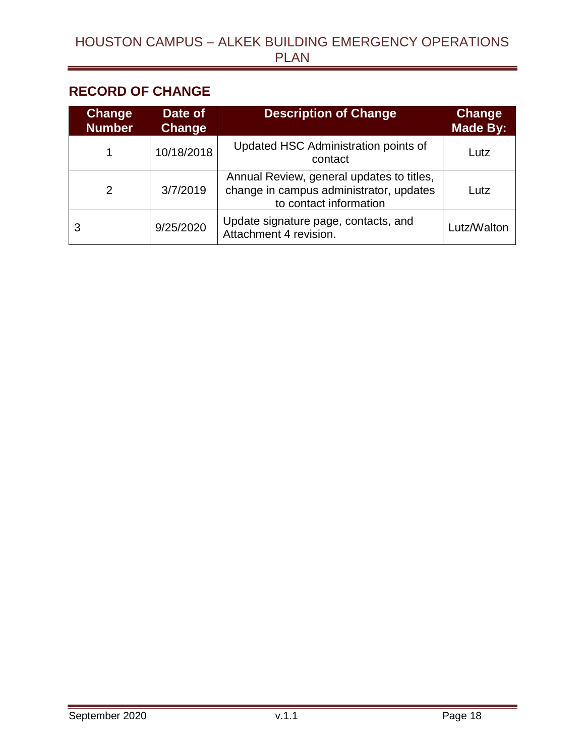## RECORD OF CHANGE

| Change Number | Date of Change | Description of Change | Change Made By: |
|---|---|---|---|
| 1 | 10/18/2018 | Updated HSC Administration points of contact | Lutz |
| 2 | 3/7/2019 | Annual Review, general updates to titles, change in campus administrator, updates to contact information | Lutz |
| 3 | 9/25/2020 | Update signature page, contacts, and Attachment 4 revision. | Lutz/Walton |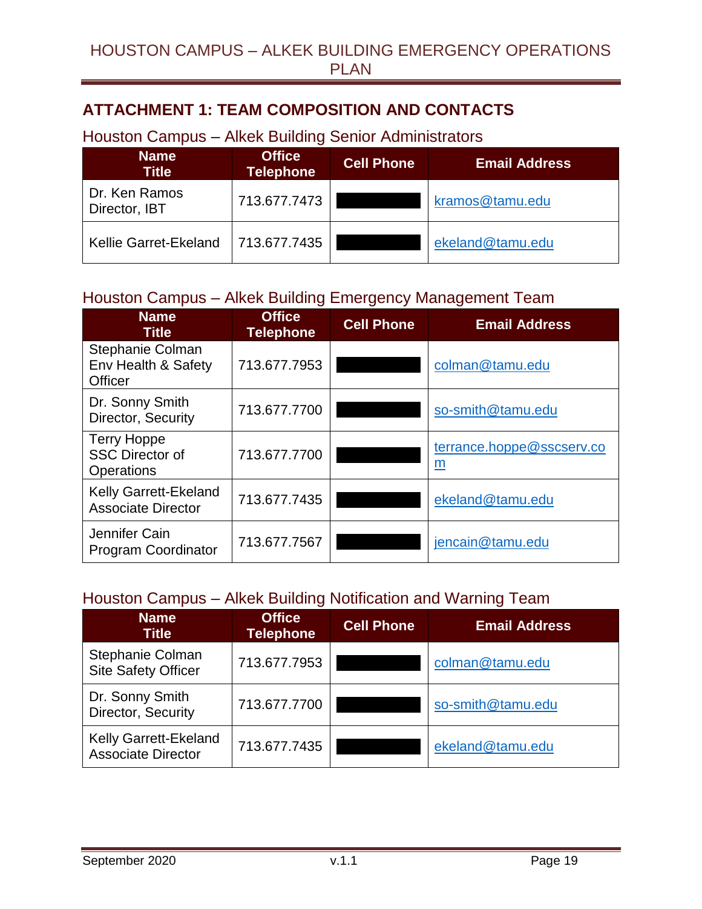## ATTACHMENT 1: TEAM COMPOSITION AND CONTACTS

### Houston Campus – Alkek Building Senior Administrators

| Name<br>Title | Office Telephone | Cell Phone | Email Address |
|---|---|---|---|
| Dr. Ken Ramos<br>Director, IBT | 713.677.7473 | | kramos@tamu.edu |
| Kellie Garret-Ekeland | 713.677.7435 | | ekeland@tamu.edu |

### Houston Campus – Alkek Building Emergency Management Team

| Name<br>Title | Office Telephone | Cell Phone | Email Address |
|---|---|---|---|
| Stephanie Colman<br>Env Health & Safety Officer | 713.677.7953 | | colman@tamu.edu |
| Dr. Sonny Smith<br>Director, Security | 713.677.7700 | | so-smith@tamu.edu |
| Terry Hoppe<br>SSC Director of Operations | 713.677.7700 | | terrance.hoppe@sscserv.com |
| Kelly Garrett-Ekeland<br>Associate Director | 713.677.7435 | | ekeland@tamu.edu |
| Jennifer Cain<br>Program Coordinator | 713.677.7567 | | jencain@tamu.edu |

### Houston Campus – Alkek Building Notification and Warning Team

| Name<br>Title | Office Telephone | Cell Phone | Email Address |
|---|---|---|---|
| Stephanie Colman<br>Site Safety Officer | 713.677.7953 | | colman@tamu.edu |
| Dr. Sonny Smith<br>Director, Security | 713.677.7700 | | so-smith@tamu.edu |
| Kelly Garrett-Ekeland<br>Associate Director | 713.677.7435 | | ekeland@tamu.edu |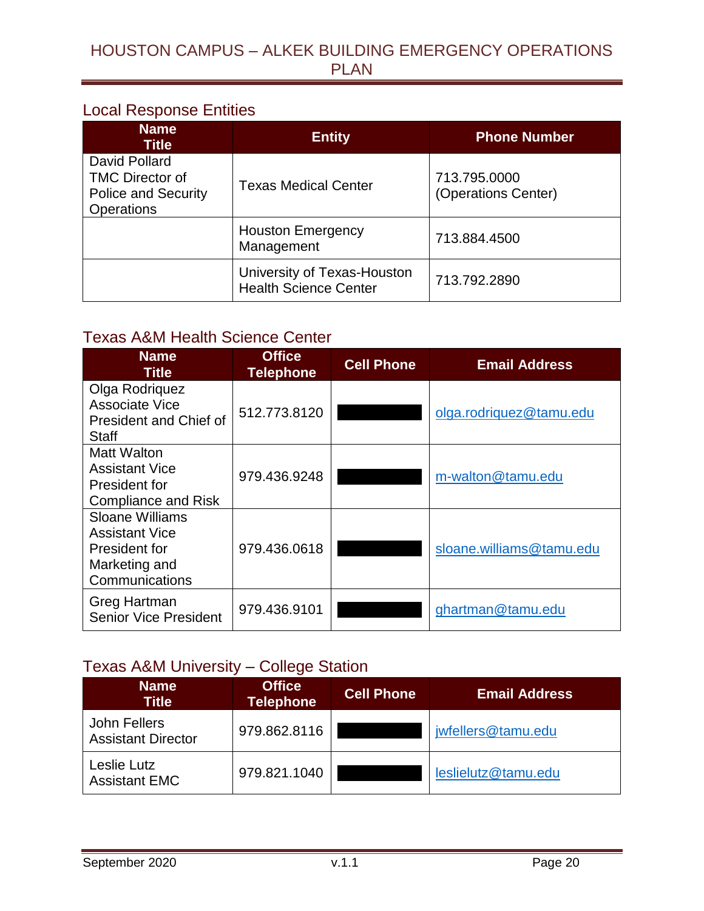## Local Response Entities

| Name<br>Title | Entity | Phone Number |
|---|---|---|
| David Pollard<br>TMC Director of Police and Security Operations | Texas Medical Center | 713.795.0000<br>(Operations Center) |
| | Houston Emergency Management | 713.884.4500 |
| | University of Texas-Houston Health Science Center | 713.792.2890 |

## Texas A&M Health Science Center

| Name<br>Title | Office Telephone | Cell Phone | Email Address |
|---|---|---|---|
| Olga Rodriquez<br>Associate Vice President and Chief of Staff | 512.773.8120 | | olga.rodriquez@tamu.edu |
| Matt Walton<br>Assistant Vice President for Compliance and Risk | 979.436.9248 | | m-walton@tamu.edu |
| Sloane Williams<br>Assistant Vice President for Marketing and Communications | 979.436.0618 | | sloane.williams@tamu.edu |
| Greg Hartman<br>Senior Vice President | 979.436.9101 | | ghartman@tamu.edu |

## Texas A&M University – College Station

| Name<br>Title | Office Telephone | Cell Phone | Email Address |
|---|---|---|---|
| John Fellers<br>Assistant Director | 979.862.8116 | | jwfellers@tamu.edu |
| Leslie Lutz<br>Assistant EMC | 979.821.1040 | | leslielutz@tamu.edu |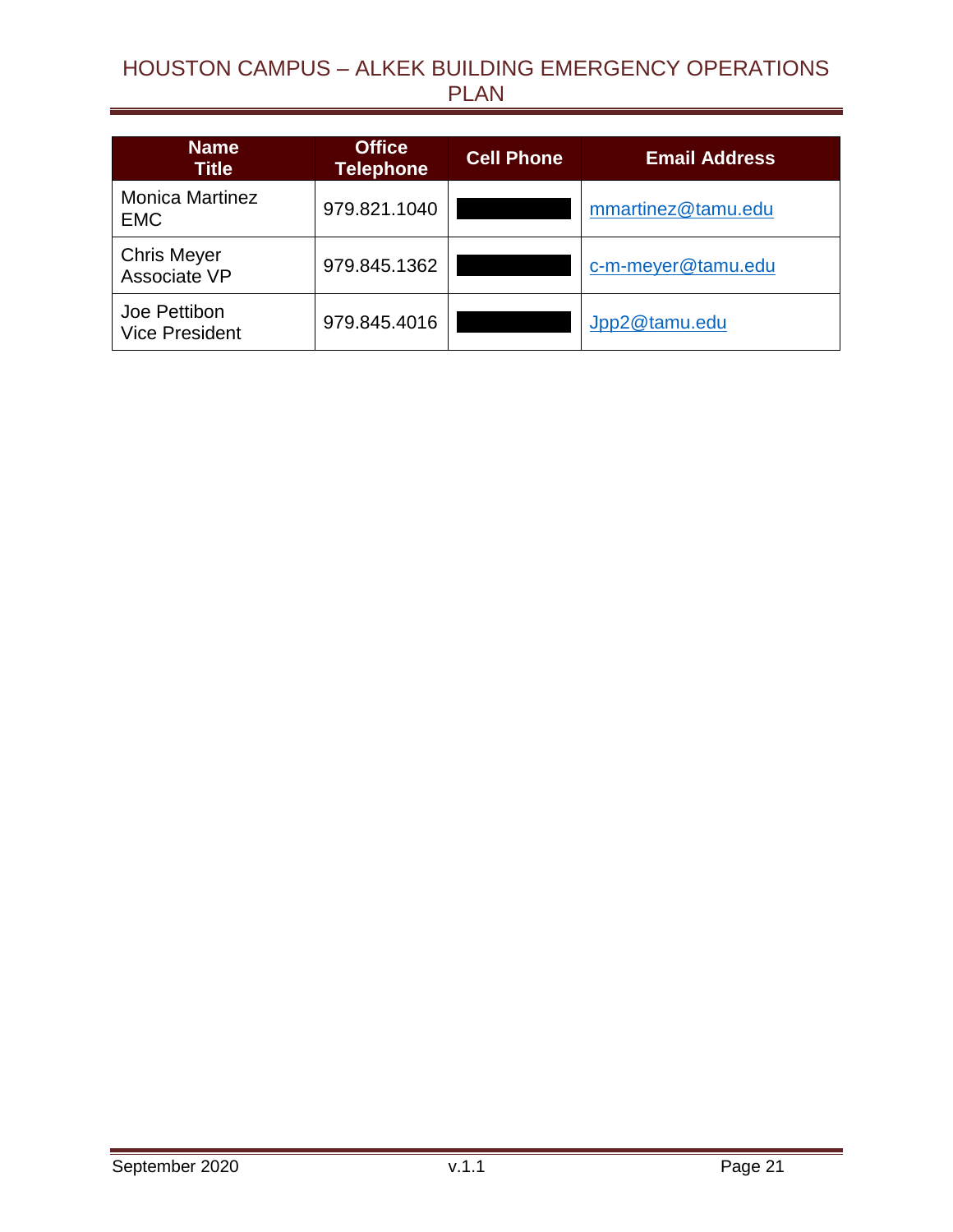| Name<br>Title | Office Telephone | Cell Phone | Email Address |
|---|---|---|---|
| Monica Martinez<br>EMC | 979.821.1040 | | mmartinez@tamu.edu |
| Chris Meyer<br>Associate VP | 979.845.1362 | | c-m-meyer@tamu.edu |
| Joe Pettibon<br>Vice President | 979.845.4016 | | Jpp2@tamu.edu |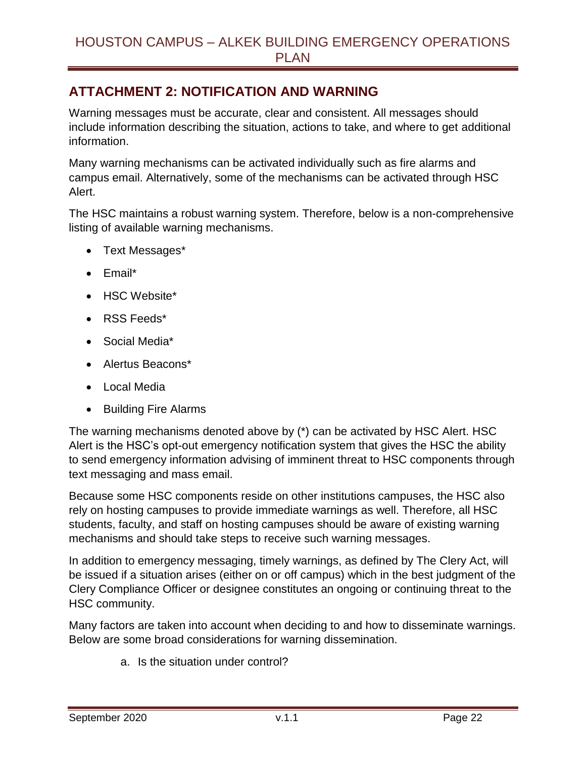## ATTACHMENT 2: NOTIFICATION AND WARNING

Warning messages must be accurate, clear and consistent. All messages should include information describing the situation, actions to take, and where to get additional information.

Many warning mechanisms can be activated individually such as fire alarms and campus email. Alternatively, some of the mechanisms can be activated through HSC Alert.

The HSC maintains a robust warning system. Therefore, below is a non-comprehensive listing of available warning mechanisms.

- Text Messages*
- Email*
- HSC Website*
- RSS Feeds*
- Social Media*
- Alertus Beacons*
- Local Media
- Building Fire Alarms

The warning mechanisms denoted above by (*) can be activated by HSC Alert. HSC Alert is the HSC's opt-out emergency notification system that gives the HSC the ability to send emergency information advising of imminent threat to HSC components through text messaging and mass email.

Because some HSC components reside on other institutions campuses, the HSC also rely on hosting campuses to provide immediate warnings as well. Therefore, all HSC students, faculty, and staff on hosting campuses should be aware of existing warning mechanisms and should take steps to receive such warning messages.

In addition to emergency messaging, timely warnings, as defined by The Clery Act, will be issued if a situation arises (either on or off campus) which in the best judgment of the Clery Compliance Officer or designee constitutes an ongoing or continuing threat to the HSC community.

Many factors are taken into account when deciding to and how to disseminate warnings. Below are some broad considerations for warning dissemination.

a. Is the situation under control?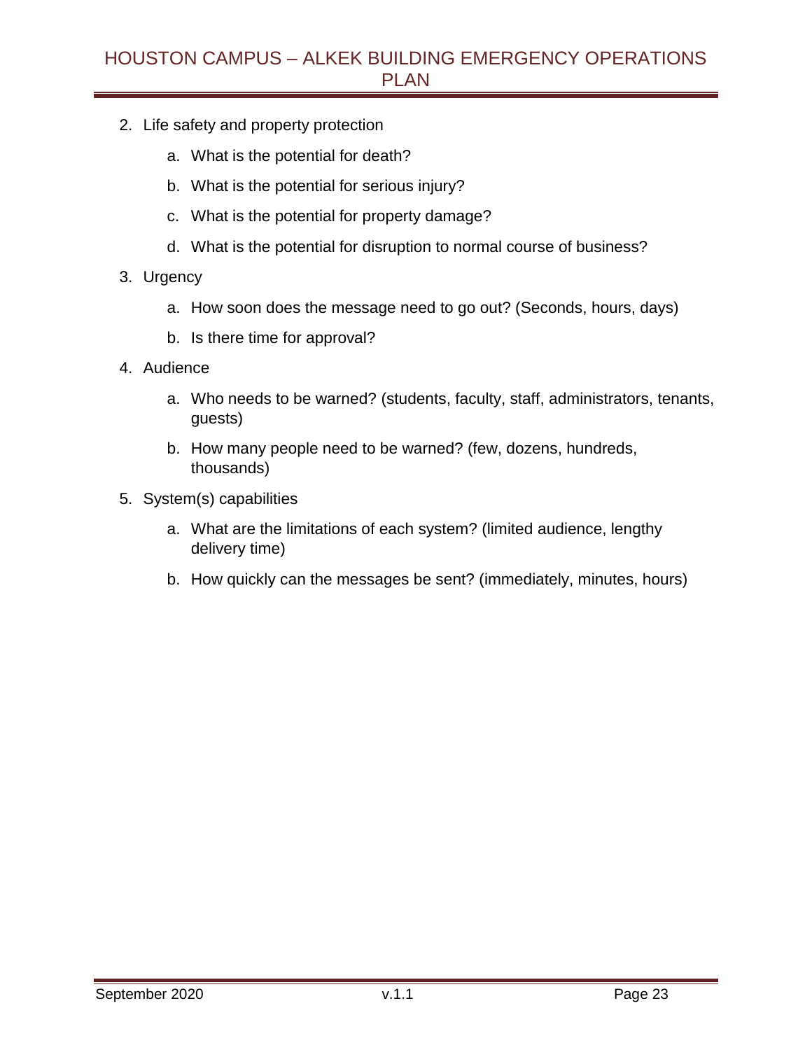2. Life safety and property protection

    a. What is the potential for death?

    b. What is the potential for serious injury?

    c. What is the potential for property damage?

    d. What is the potential for disruption to normal course of business?

3. Urgency

    a. How soon does the message need to go out? (Seconds, hours, days)

    b. Is there time for approval?

4. Audience

    a. Who needs to be warned? (students, faculty, staff, administrators, tenants, guests)

    b. How many people need to be warned? (few, dozens, hundreds, thousands)

5. System(s) capabilities

    a. What are the limitations of each system? (limited audience, lengthy delivery time)

    b. How quickly can the messages be sent? (immediately, minutes, hours)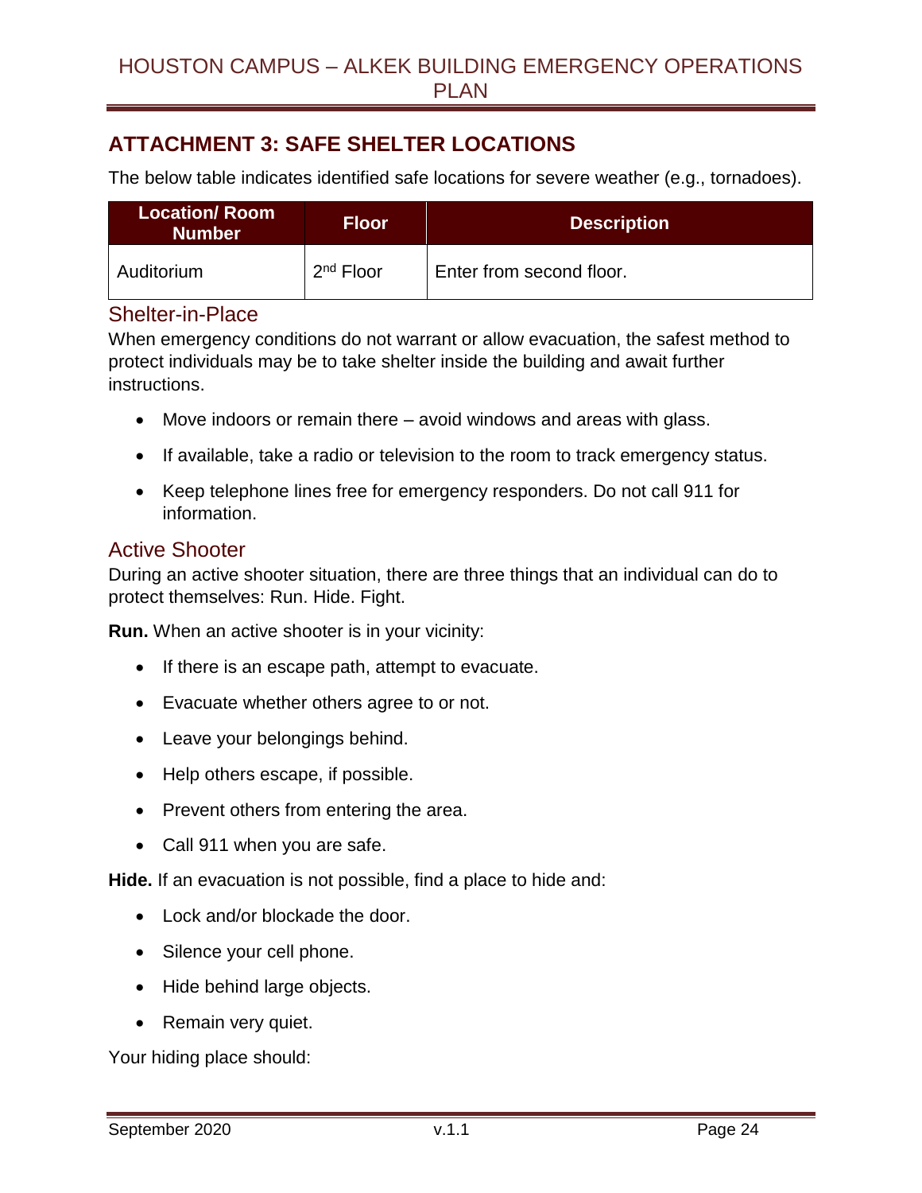## ATTACHMENT 3: SAFE SHELTER LOCATIONS

The below table indicates identified safe locations for severe weather (e.g., tornadoes).

| Location/ Room Number | Floor | Description |
| --- | --- | --- |
| Auditorium | 2nd Floor | Enter from second floor. |

### Shelter-in-Place

When emergency conditions do not warrant or allow evacuation, the safest method to protect individuals may be to take shelter inside the building and await further instructions.

- Move indoors or remain there – avoid windows and areas with glass.
- If available, take a radio or television to the room to track emergency status.
- Keep telephone lines free for emergency responders. Do not call 911 for information.

### Active Shooter

During an active shooter situation, there are three things that an individual can do to protect themselves: Run. Hide. Fight.

**Run.** When an active shooter is in your vicinity:

- If there is an escape path, attempt to evacuate.
- Evacuate whether others agree to or not.
- Leave your belongings behind.
- Help others escape, if possible.
- Prevent others from entering the area.
- Call 911 when you are safe.

**Hide.** If an evacuation is not possible, find a place to hide and:

- Lock and/or blockade the door.
- Silence your cell phone.
- Hide behind large objects.
- Remain very quiet.

Your hiding place should: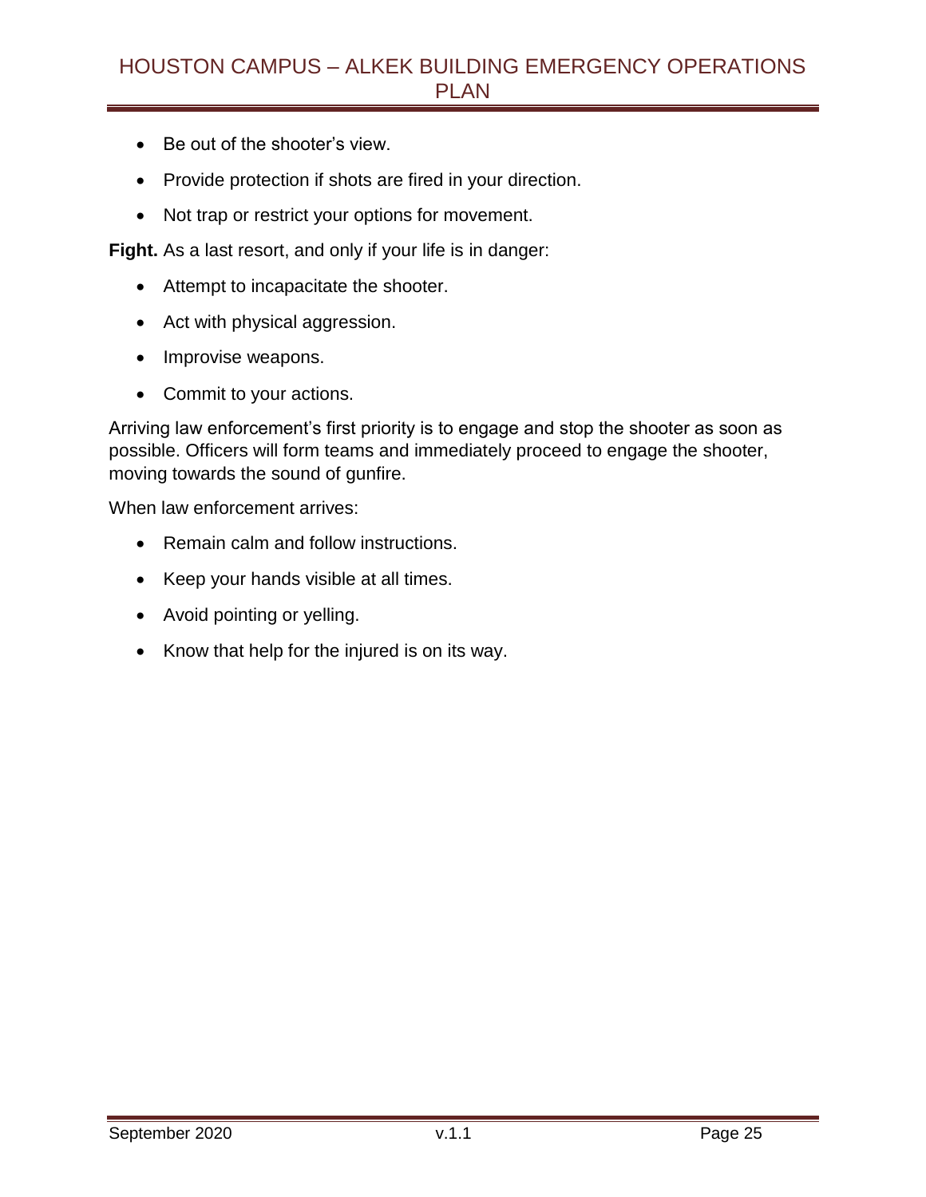- Be out of the shooter's view.
- Provide protection if shots are fired in your direction.
- Not trap or restrict your options for movement.

**Fight.** As a last resort, and only if your life is in danger:

- Attempt to incapacitate the shooter.
- Act with physical aggression.
- Improvise weapons.
- Commit to your actions.

Arriving law enforcement's first priority is to engage and stop the shooter as soon as possible. Officers will form teams and immediately proceed to engage the shooter, moving towards the sound of gunfire.

When law enforcement arrives:

- Remain calm and follow instructions.
- Keep your hands visible at all times.
- Avoid pointing or yelling.
- Know that help for the injured is on its way.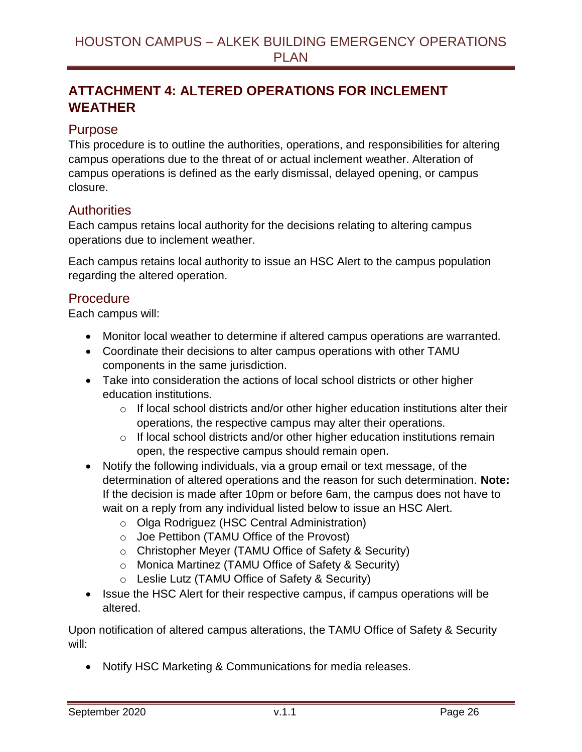## ATTACHMENT 4: ALTERED OPERATIONS FOR INCLEMENT WEATHER

### Purpose

This procedure is to outline the authorities, operations, and responsibilities for altering campus operations due to the threat of or actual inclement weather. Alteration of campus operations is defined as the early dismissal, delayed opening, or campus closure.

### Authorities

Each campus retains local authority for the decisions relating to altering campus operations due to inclement weather.

Each campus retains local authority to issue an HSC Alert to the campus population regarding the altered operation.

### Procedure

Each campus will:

- Monitor local weather to determine if altered campus operations are warranted.
- Coordinate their decisions to alter campus operations with other TAMU components in the same jurisdiction.
- Take into consideration the actions of local school districts or other higher education institutions.
  - If local school districts and/or other higher education institutions alter their operations, the respective campus may alter their operations.
  - If local school districts and/or other higher education institutions remain open, the respective campus should remain open.
- Notify the following individuals, via a group email or text message, of the determination of altered operations and the reason for such determination. **Note:** If the decision is made after 10pm or before 6am, the campus does not have to wait on a reply from any individual listed below to issue an HSC Alert.
  - Olga Rodriguez (HSC Central Administration)
  - Joe Pettibon (TAMU Office of the Provost)
  - Christopher Meyer (TAMU Office of Safety & Security)
  - Monica Martinez (TAMU Office of Safety & Security)
  - Leslie Lutz (TAMU Office of Safety & Security)
- Issue the HSC Alert for their respective campus, if campus operations will be altered.

Upon notification of altered campus alterations, the TAMU Office of Safety & Security will:

- Notify HSC Marketing & Communications for media releases.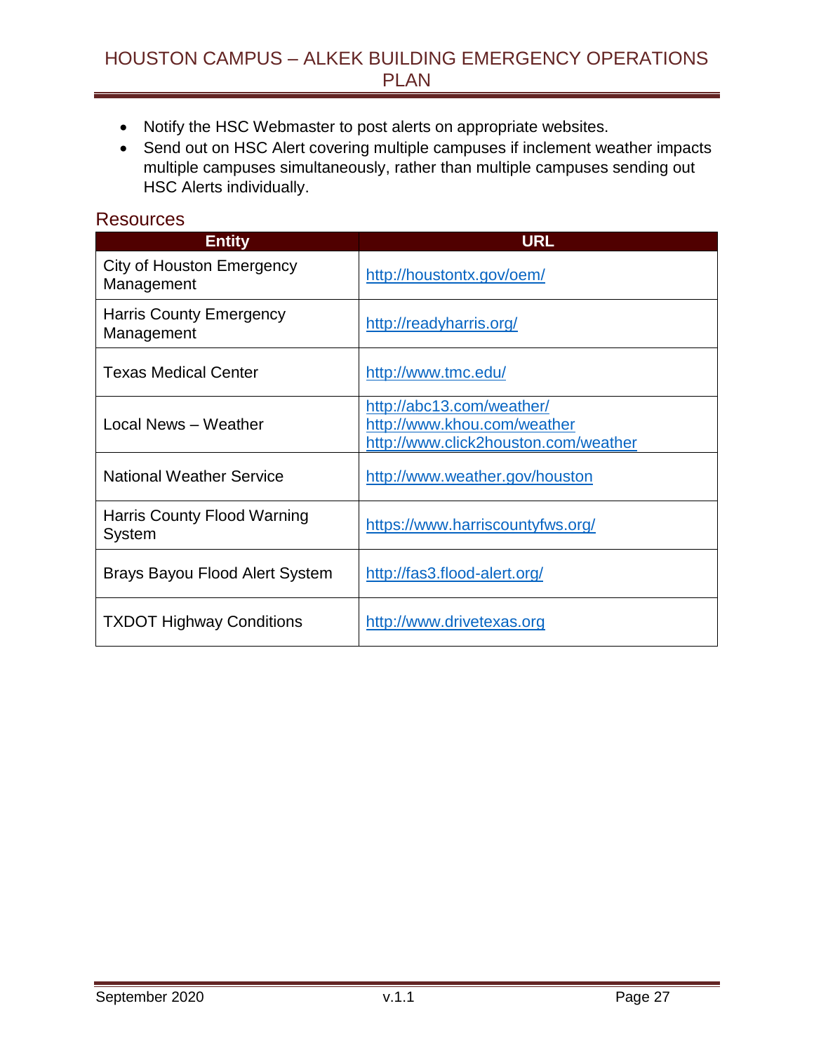- Notify the HSC Webmaster to post alerts on appropriate websites.
- Send out on HSC Alert covering multiple campuses if inclement weather impacts multiple campuses simultaneously, rather than multiple campuses sending out HSC Alerts individually.

## Resources

| Entity | URL |
|---|---|
| City of Houston Emergency Management | http://houstontx.gov/oem/ |
| Harris County Emergency Management | http://readyharris.org/ |
| Texas Medical Center | http://www.tmc.edu/ |
| Local News – Weather | http://abc13.com/weather/<br>http://www.khou.com/weather<br>http://www.click2houston.com/weather |
| National Weather Service | http://www.weather.gov/houston |
| Harris County Flood Warning System | https://www.harriscountyfws.org/ |
| Brays Bayou Flood Alert System | http://fas3.flood-alert.org/ |
| TXDOT Highway Conditions | http://www.drivetexas.org |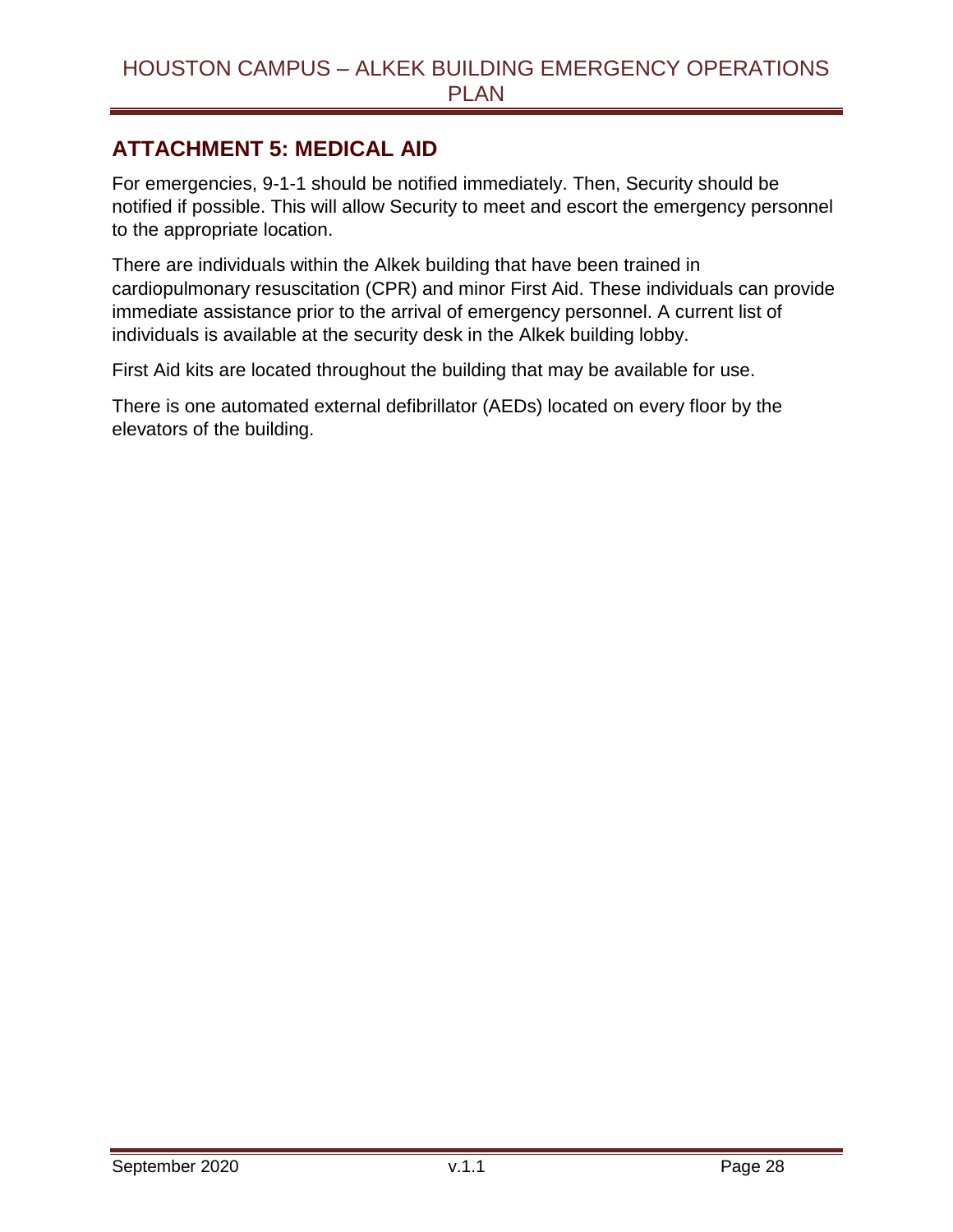## ATTACHMENT 5: MEDICAL AID

For emergencies, 9-1-1 should be notified immediately. Then, Security should be notified if possible. This will allow Security to meet and escort the emergency personnel to the appropriate location.

There are individuals within the Alkek building that have been trained in cardiopulmonary resuscitation (CPR) and minor First Aid. These individuals can provide immediate assistance prior to the arrival of emergency personnel. A current list of individuals is available at the security desk in the Alkek building lobby.

First Aid kits are located throughout the building that may be available for use.

There is one automated external defibrillator (AEDs) located on every floor by the elevators of the building.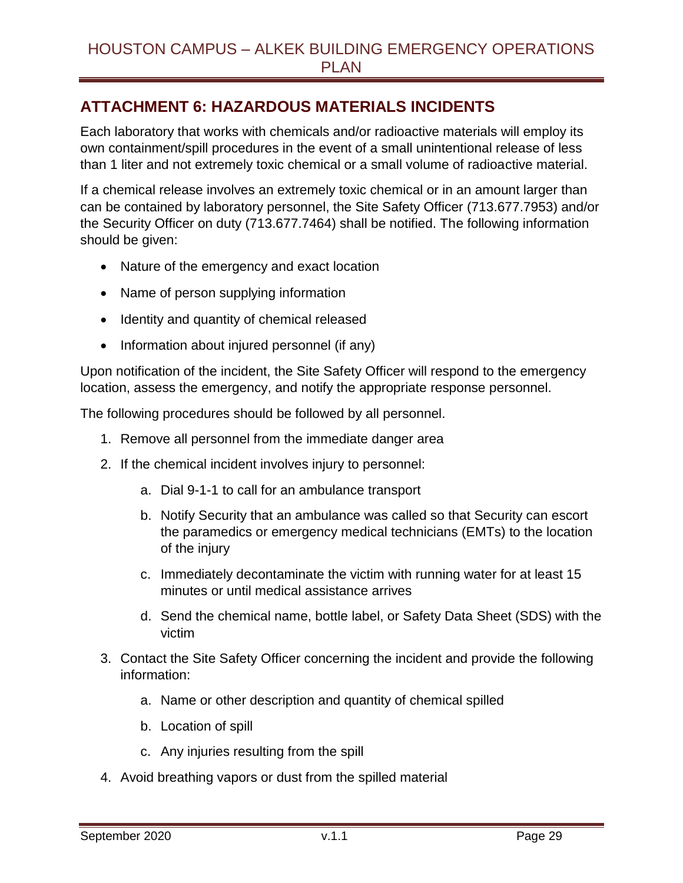## ATTACHMENT 6: HAZARDOUS MATERIALS INCIDENTS

Each laboratory that works with chemicals and/or radioactive materials will employ its own containment/spill procedures in the event of a small unintentional release of less than 1 liter and not extremely toxic chemical or a small volume of radioactive material.

If a chemical release involves an extremely toxic chemical or in an amount larger than can be contained by laboratory personnel, the Site Safety Officer (713.677.7953) and/or the Security Officer on duty (713.677.7464) shall be notified. The following information should be given:

- Nature of the emergency and exact location
- Name of person supplying information
- Identity and quantity of chemical released
- Information about injured personnel (if any)

Upon notification of the incident, the Site Safety Officer will respond to the emergency location, assess the emergency, and notify the appropriate response personnel.

The following procedures should be followed by all personnel.

1. Remove all personnel from the immediate danger area
2. If the chemical incident involves injury to personnel:
    a. Dial 9-1-1 to call for an ambulance transport
    b. Notify Security that an ambulance was called so that Security can escort the paramedics or emergency medical technicians (EMTs) to the location of the injury
    c. Immediately decontaminate the victim with running water for at least 15 minutes or until medical assistance arrives
    d. Send the chemical name, bottle label, or Safety Data Sheet (SDS) with the victim
3. Contact the Site Safety Officer concerning the incident and provide the following information:
    a. Name or other description and quantity of chemical spilled
    b. Location of spill
    c. Any injuries resulting from the spill
4. Avoid breathing vapors or dust from the spilled material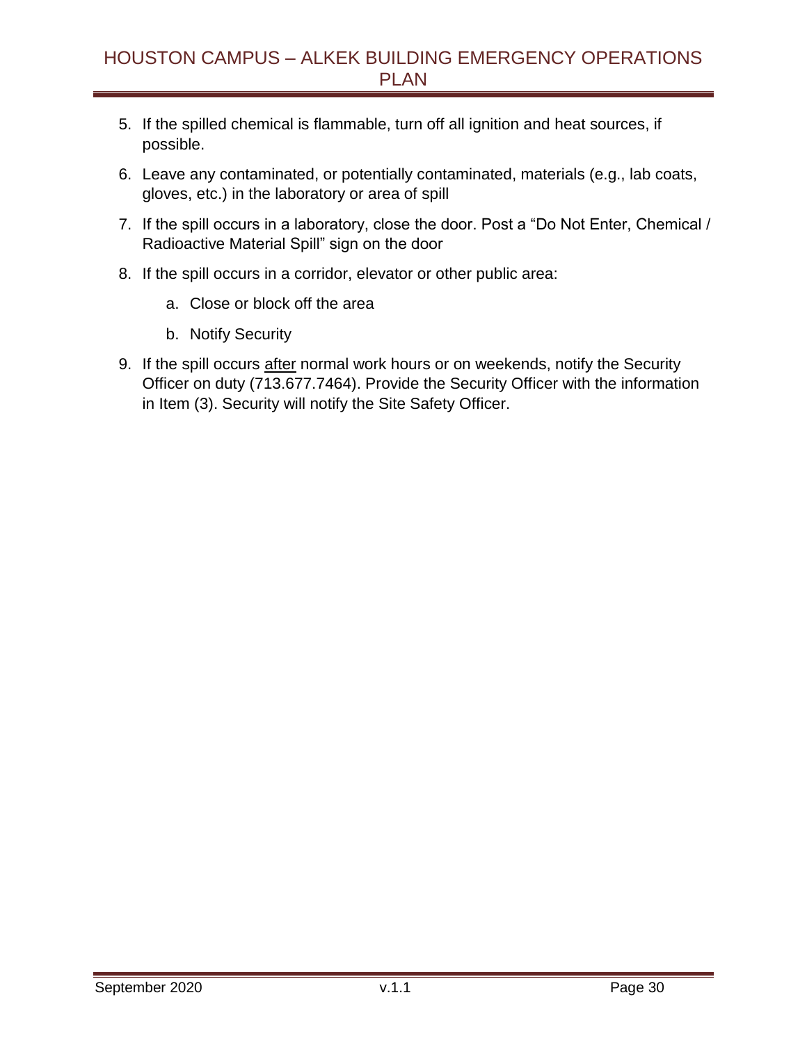5. If the spilled chemical is flammable, turn off all ignition and heat sources, if possible.
6. Leave any contaminated, or potentially contaminated, materials (e.g., lab coats, gloves, etc.) in the laboratory or area of spill
7. If the spill occurs in a laboratory, close the door. Post a “Do Not Enter, Chemical / Radioactive Material Spill” sign on the door
8. If the spill occurs in a corridor, elevator or other public area:
    a. Close or block off the area
    b. Notify Security
9. If the spill occurs <u>after</u> normal work hours or on weekends, notify the Security Officer on duty (713.677.7464). Provide the Security Officer with the information in Item (3). Security will notify the Site Safety Officer.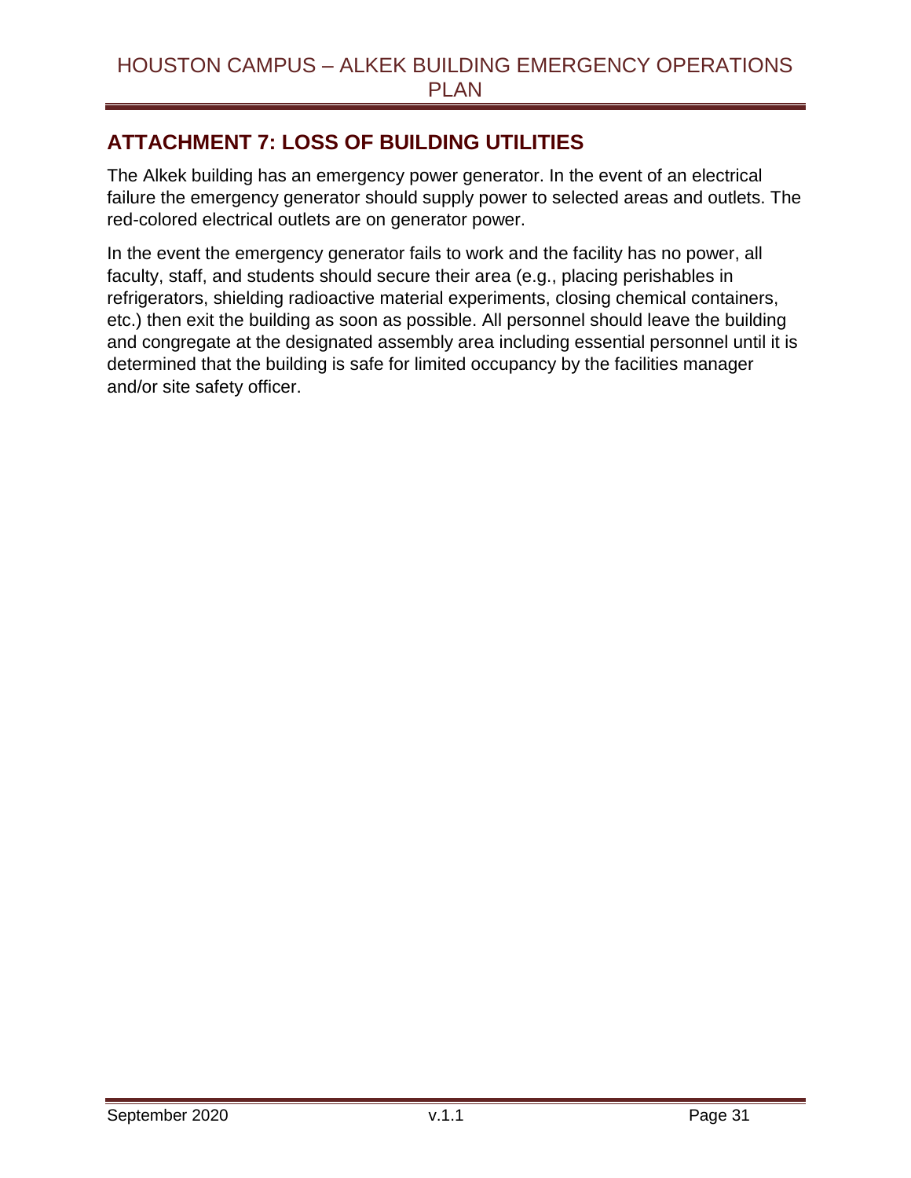## ATTACHMENT 7: LOSS OF BUILDING UTILITIES

The Alkek building has an emergency power generator. In the event of an electrical failure the emergency generator should supply power to selected areas and outlets. The red-colored electrical outlets are on generator power.

In the event the emergency generator fails to work and the facility has no power, all faculty, staff, and students should secure their area (e.g., placing perishables in refrigerators, shielding radioactive material experiments, closing chemical containers, etc.) then exit the building as soon as possible. All personnel should leave the building and congregate at the designated assembly area including essential personnel until it is determined that the building is safe for limited occupancy by the facilities manager and/or site safety officer.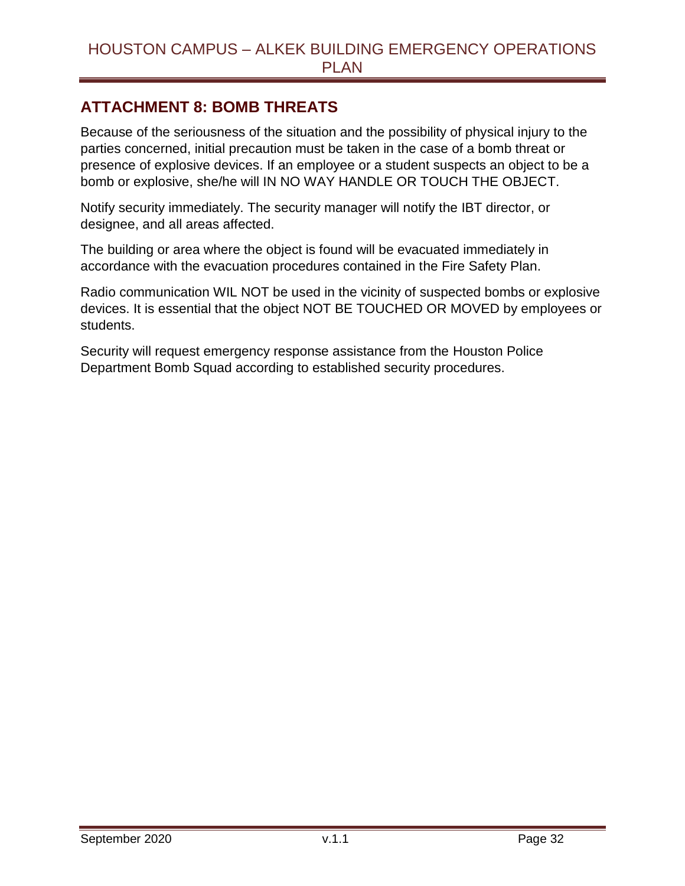## ATTACHMENT 8: BOMB THREATS

Because of the seriousness of the situation and the possibility of physical injury to the parties concerned, initial precaution must be taken in the case of a bomb threat or presence of explosive devices. If an employee or a student suspects an object to be a bomb or explosive, she/he will IN NO WAY HANDLE OR TOUCH THE OBJECT.

Notify security immediately. The security manager will notify the IBT director, or designee, and all areas affected.

The building or area where the object is found will be evacuated immediately in accordance with the evacuation procedures contained in the Fire Safety Plan.

Radio communication WIL NOT be used in the vicinity of suspected bombs or explosive devices. It is essential that the object NOT BE TOUCHED OR MOVED by employees or students.

Security will request emergency response assistance from the Houston Police Department Bomb Squad according to established security procedures.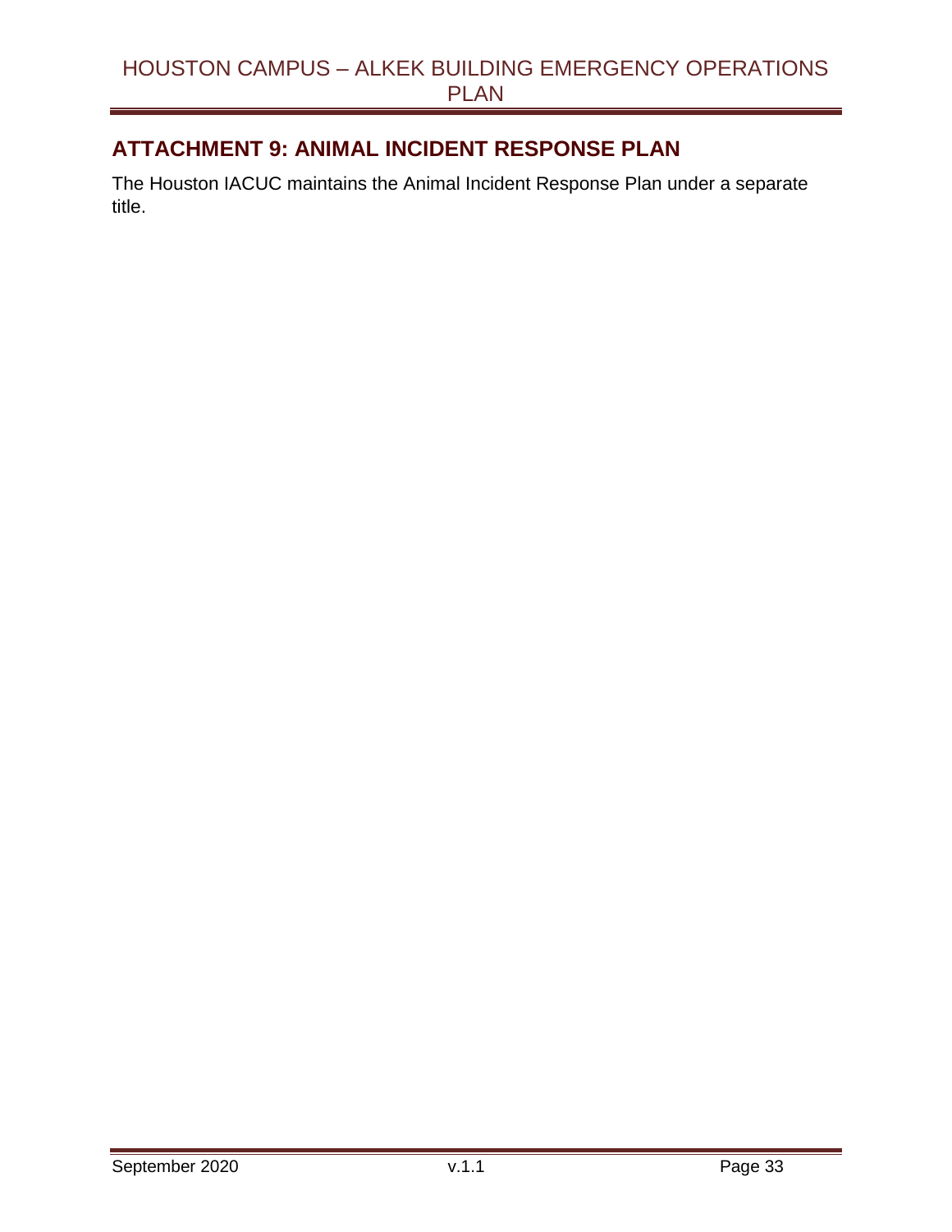## ATTACHMENT 9: ANIMAL INCIDENT RESPONSE PLAN

The Houston IACUC maintains the Animal Incident Response Plan under a separate title.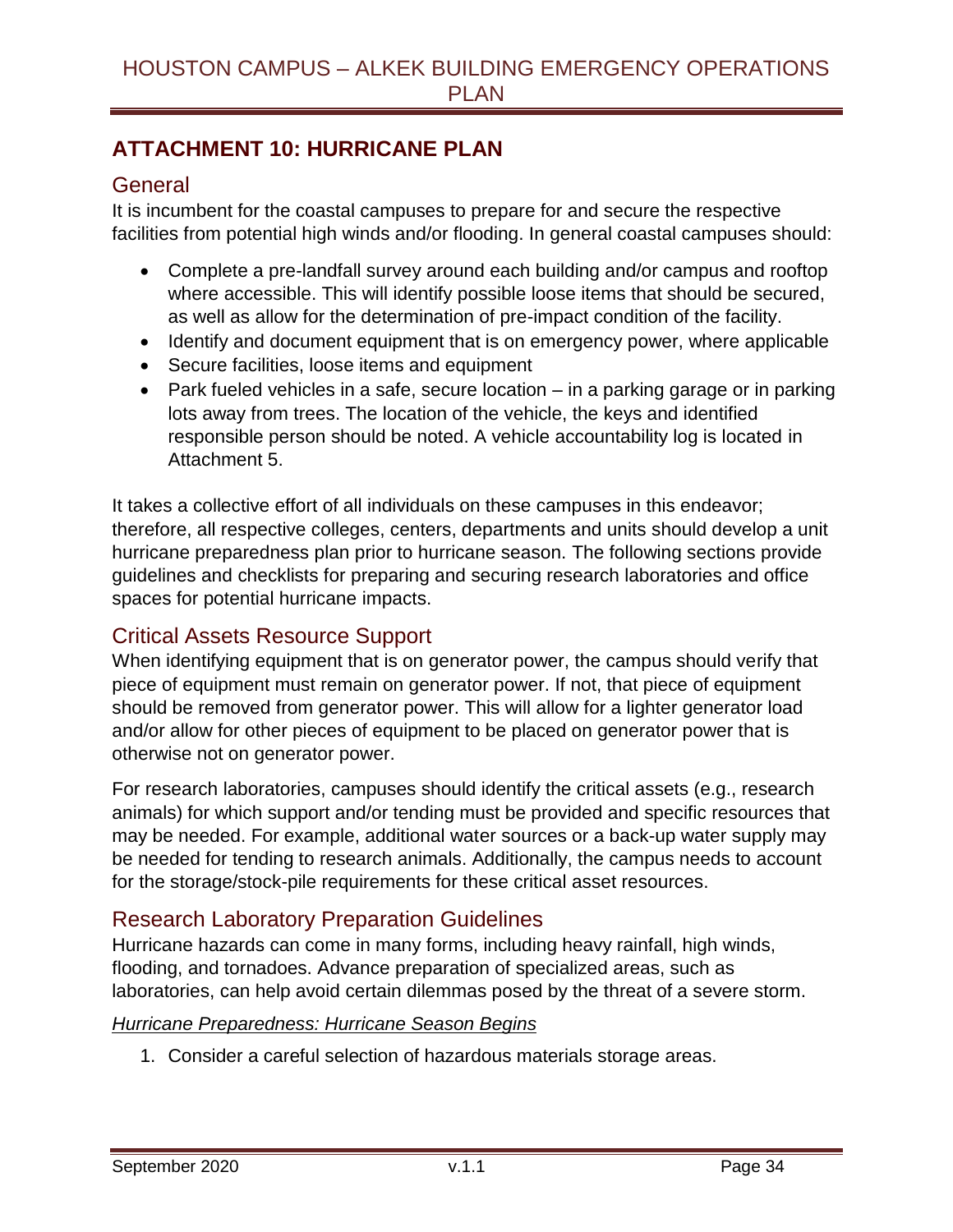## ATTACHMENT 10: HURRICANE PLAN

### General

It is incumbent for the coastal campuses to prepare for and secure the respective facilities from potential high winds and/or flooding. In general coastal campuses should:

- Complete a pre-landfall survey around each building and/or campus and rooftop where accessible. This will identify possible loose items that should be secured, as well as allow for the determination of pre-impact condition of the facility.
- Identify and document equipment that is on emergency power, where applicable
- Secure facilities, loose items and equipment
- Park fueled vehicles in a safe, secure location – in a parking garage or in parking lots away from trees. The location of the vehicle, the keys and identified responsible person should be noted. A vehicle accountability log is located in Attachment 5.

It takes a collective effort of all individuals on these campuses in this endeavor; therefore, all respective colleges, centers, departments and units should develop a unit hurricane preparedness plan prior to hurricane season. The following sections provide guidelines and checklists for preparing and securing research laboratories and office spaces for potential hurricane impacts.

### Critical Assets Resource Support

When identifying equipment that is on generator power, the campus should verify that piece of equipment must remain on generator power. If not, that piece of equipment should be removed from generator power. This will allow for a lighter generator load and/or allow for other pieces of equipment to be placed on generator power that is otherwise not on generator power.

For research laboratories, campuses should identify the critical assets (e.g., research animals) for which support and/or tending must be provided and specific resources that may be needed. For example, additional water sources or a back-up water supply may be needed for tending to research animals. Additionally, the campus needs to account for the storage/stock-pile requirements for these critical asset resources.

### Research Laboratory Preparation Guidelines

Hurricane hazards can come in many forms, including heavy rainfall, high winds, flooding, and tornadoes. Advance preparation of specialized areas, such as laboratories, can help avoid certain dilemmas posed by the threat of a severe storm.

*Hurricane Preparedness: Hurricane Season Begins*

1. Consider a careful selection of hazardous materials storage areas.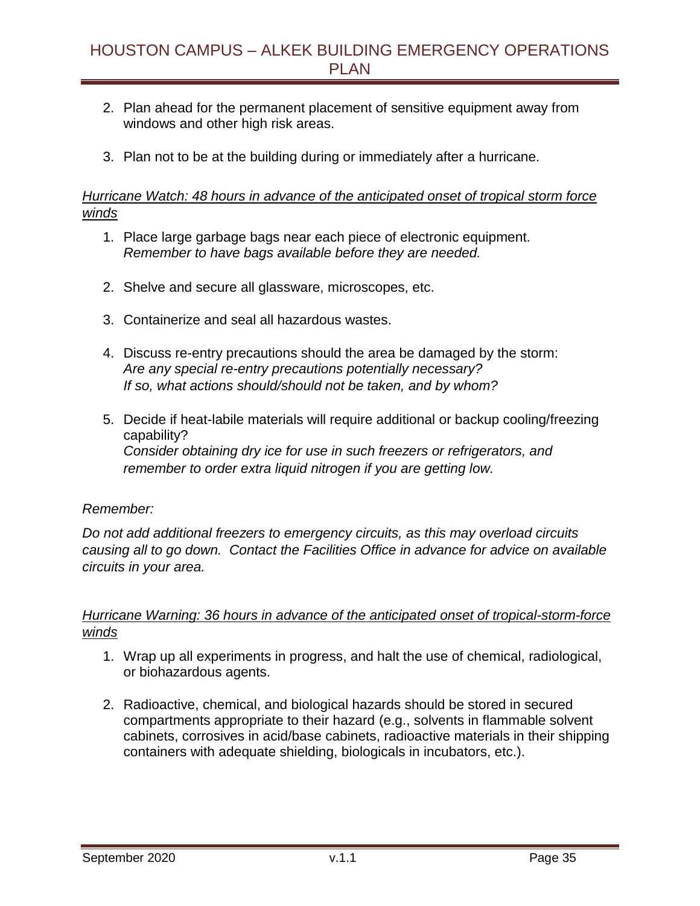2. Plan ahead for the permanent placement of sensitive equipment away from windows and other high risk areas.

3. Plan not to be at the building during or immediately after a hurricane.

*Hurricane Watch: 48 hours in advance of the anticipated onset of tropical storm force winds*

1. Place large garbage bags near each piece of electronic equipment.
   *Remember to have bags available before they are needed.*

2. Shelve and secure all glassware, microscopes, etc.

3. Containerize and seal all hazardous wastes.

4. Discuss re-entry precautions should the area be damaged by the storm:
   *Are any special re-entry precautions potentially necessary?*
   *If so, what actions should/should not be taken, and by whom?*

5. Decide if heat-labile materials will require additional or backup cooling/freezing capability?
   *Consider obtaining dry ice for use in such freezers or refrigerators, and remember to order extra liquid nitrogen if you are getting low.*

*Remember:*

*Do not add additional freezers to emergency circuits, as this may overload circuits causing all to go down. Contact the Facilities Office in advance for advice on available circuits in your area.*

*Hurricane Warning: 36 hours in advance of the anticipated onset of tropical-storm-force winds*

1. Wrap up all experiments in progress, and halt the use of chemical, radiological, or biohazardous agents.

2. Radioactive, chemical, and biological hazards should be stored in secured compartments appropriate to their hazard (e.g., solvents in flammable solvent cabinets, corrosives in acid/base cabinets, radioactive materials in their shipping containers with adequate shielding, biologicals in incubators, etc.).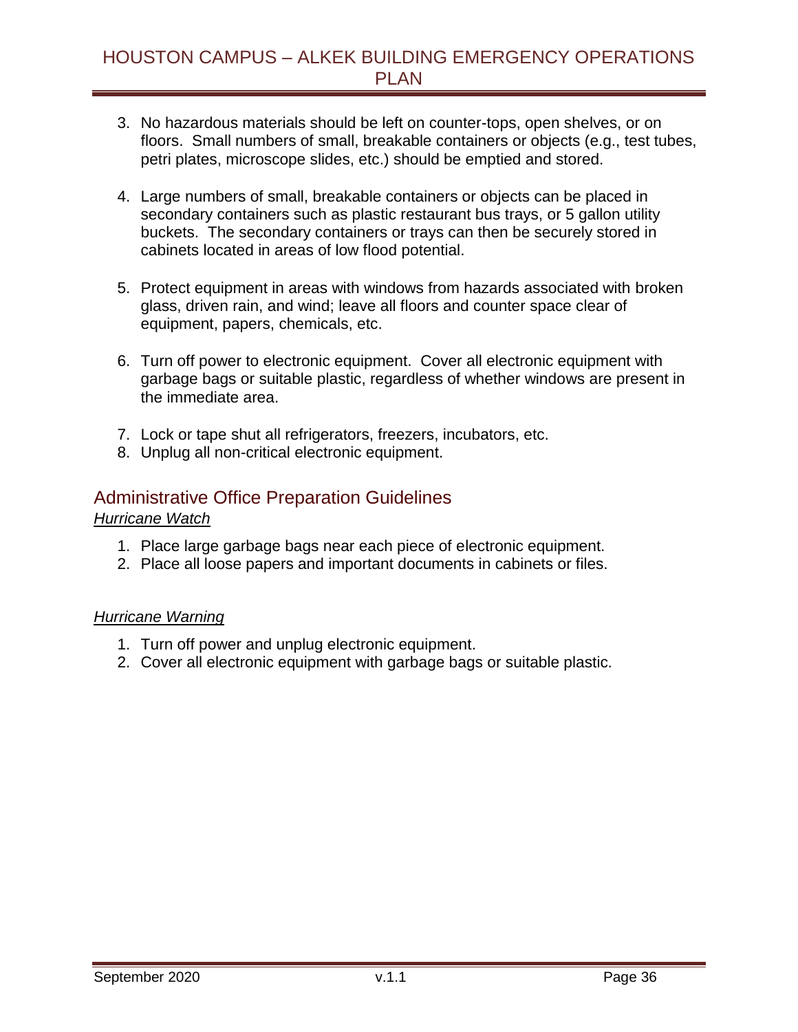3. No hazardous materials should be left on counter-tops, open shelves, or on floors. Small numbers of small, breakable containers or objects (e.g., test tubes, petri plates, microscope slides, etc.) should be emptied and stored.

4. Large numbers of small, breakable containers or objects can be placed in secondary containers such as plastic restaurant bus trays, or 5 gallon utility buckets. The secondary containers or trays can then be securely stored in cabinets located in areas of low flood potential.

5. Protect equipment in areas with windows from hazards associated with broken glass, driven rain, and wind; leave all floors and counter space clear of equipment, papers, chemicals, etc.

6. Turn off power to electronic equipment. Cover all electronic equipment with garbage bags or suitable plastic, regardless of whether windows are present in the immediate area.

7. Lock or tape shut all refrigerators, freezers, incubators, etc.
8. Unplug all non-critical electronic equipment.

## Administrative Office Preparation Guidelines

*Hurricane Watch*

1. Place large garbage bags near each piece of electronic equipment.
2. Place all loose papers and important documents in cabinets or files.

*Hurricane Warning*

1. Turn off power and unplug electronic equipment.
2. Cover all electronic equipment with garbage bags or suitable plastic.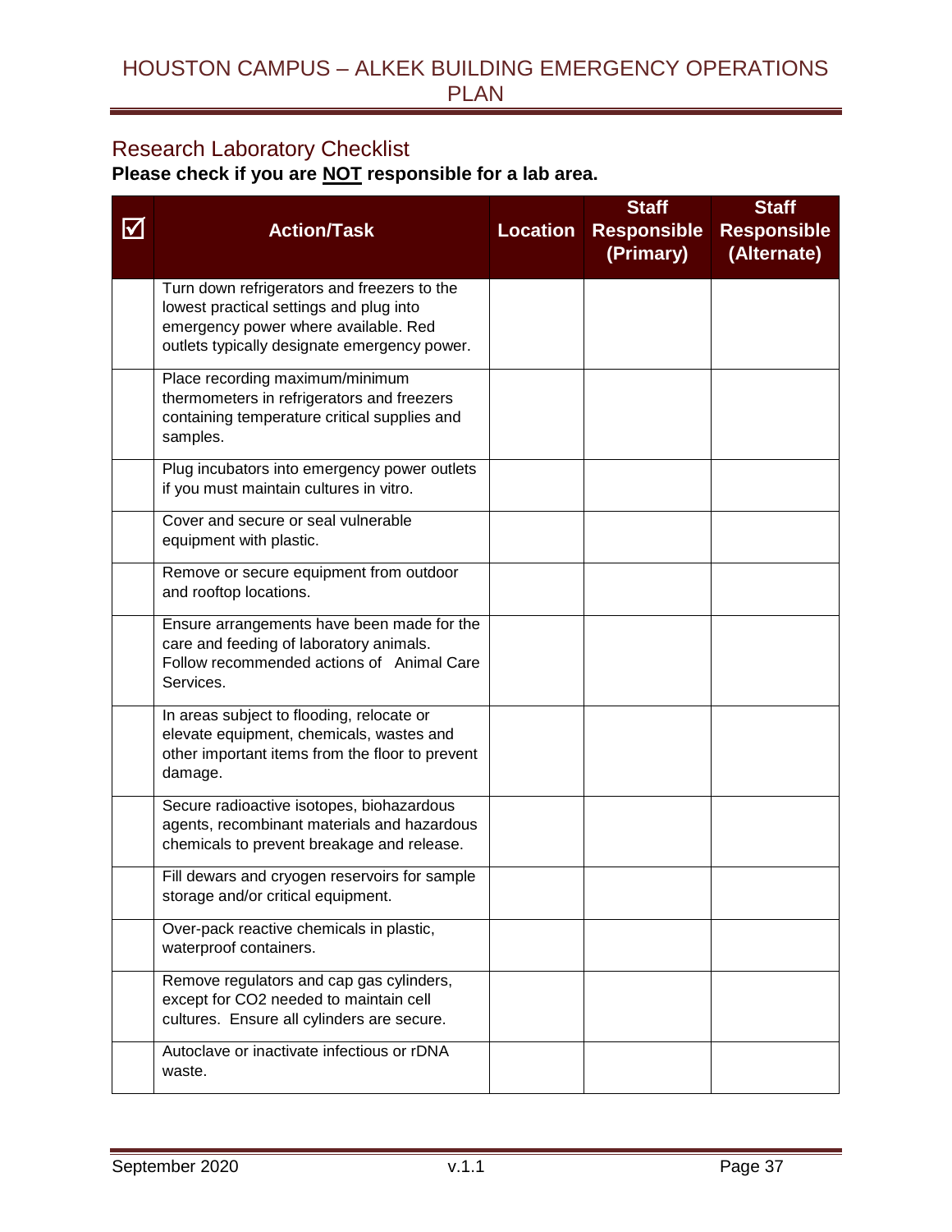## Research Laboratory Checklist

**Please check if you are NOT responsible for a lab area.**

| ☑ | Action/Task | Location | Staff Responsible (Primary) | Staff Responsible (Alternate) |
|---|---|---|---|---|
| | Turn down refrigerators and freezers to the lowest practical settings and plug into emergency power where available. Red outlets typically designate emergency power. | | | |
| | Place recording maximum/minimum thermometers in refrigerators and freezers containing temperature critical supplies and samples. | | | |
| | Plug incubators into emergency power outlets if you must maintain cultures in vitro. | | | |
| | Cover and secure or seal vulnerable equipment with plastic. | | | |
| | Remove or secure equipment from outdoor and rooftop locations. | | | |
| | Ensure arrangements have been made for the care and feeding of laboratory animals. Follow recommended actions of Animal Care Services. | | | |
| | In areas subject to flooding, relocate or elevate equipment, chemicals, wastes and other important items from the floor to prevent damage. | | | |
| | Secure radioactive isotopes, biohazardous agents, recombinant materials and hazardous chemicals to prevent breakage and release. | | | |
| | Fill dewars and cryogen reservoirs for sample storage and/or critical equipment. | | | |
| | Over-pack reactive chemicals in plastic, waterproof containers. | | | |
| | Remove regulators and cap gas cylinders, except for $CO_2$ needed to maintain cell cultures. Ensure all cylinders are secure. | | | |
| | Autoclave or inactivate infectious or rDNA waste. | | | |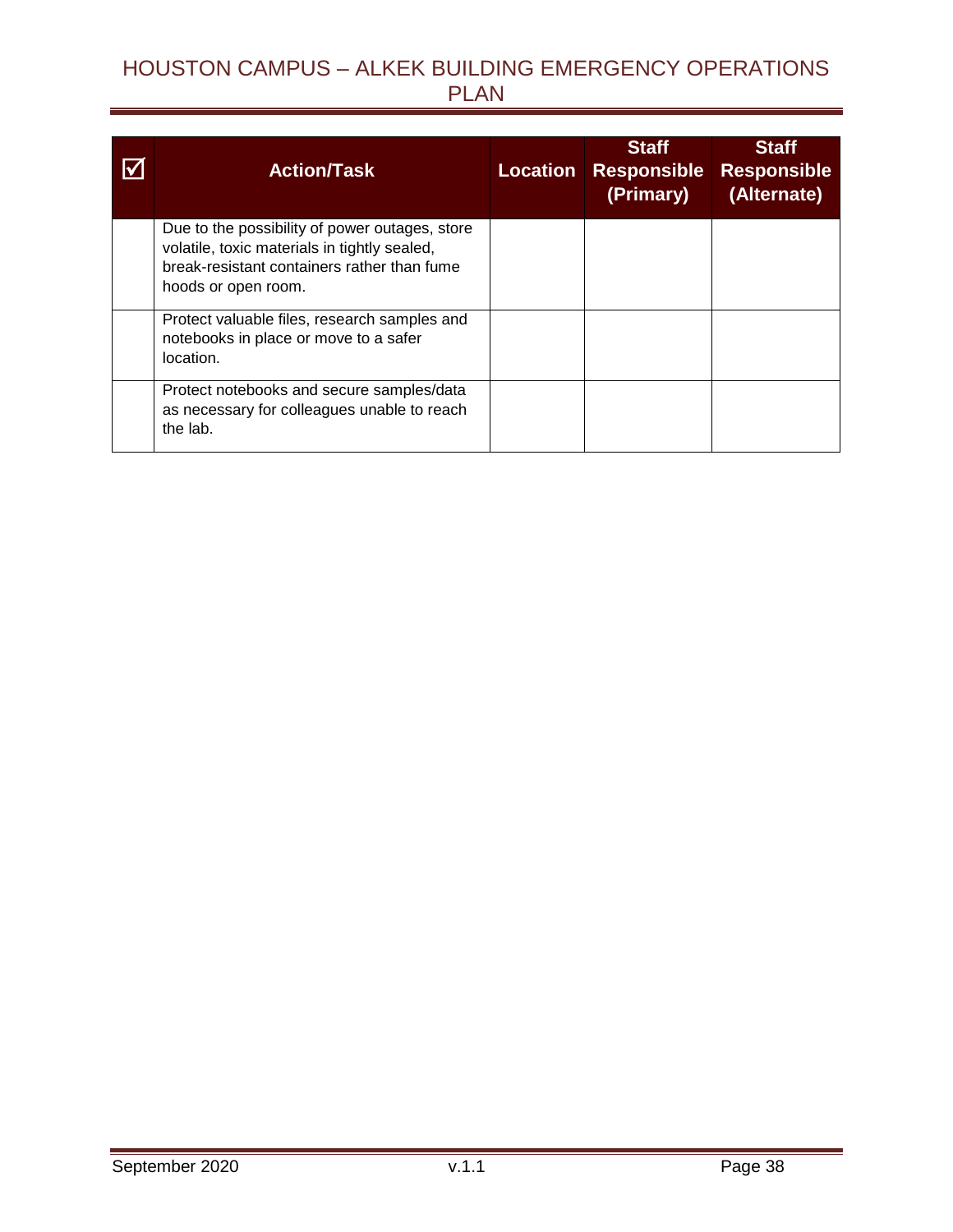| ☑ | Action/Task | Location | Staff Responsible (Primary) | Staff Responsible (Alternate) |
|---|---|---|---|---|
| | Due to the possibility of power outages, store volatile, toxic materials in tightly sealed, break-resistant containers rather than fume hoods or open room. | | | |
| | Protect valuable files, research samples and notebooks in place or move to a safer location. | | | |
| | Protect notebooks and secure samples/data as necessary for colleagues unable to reach the lab. | | | |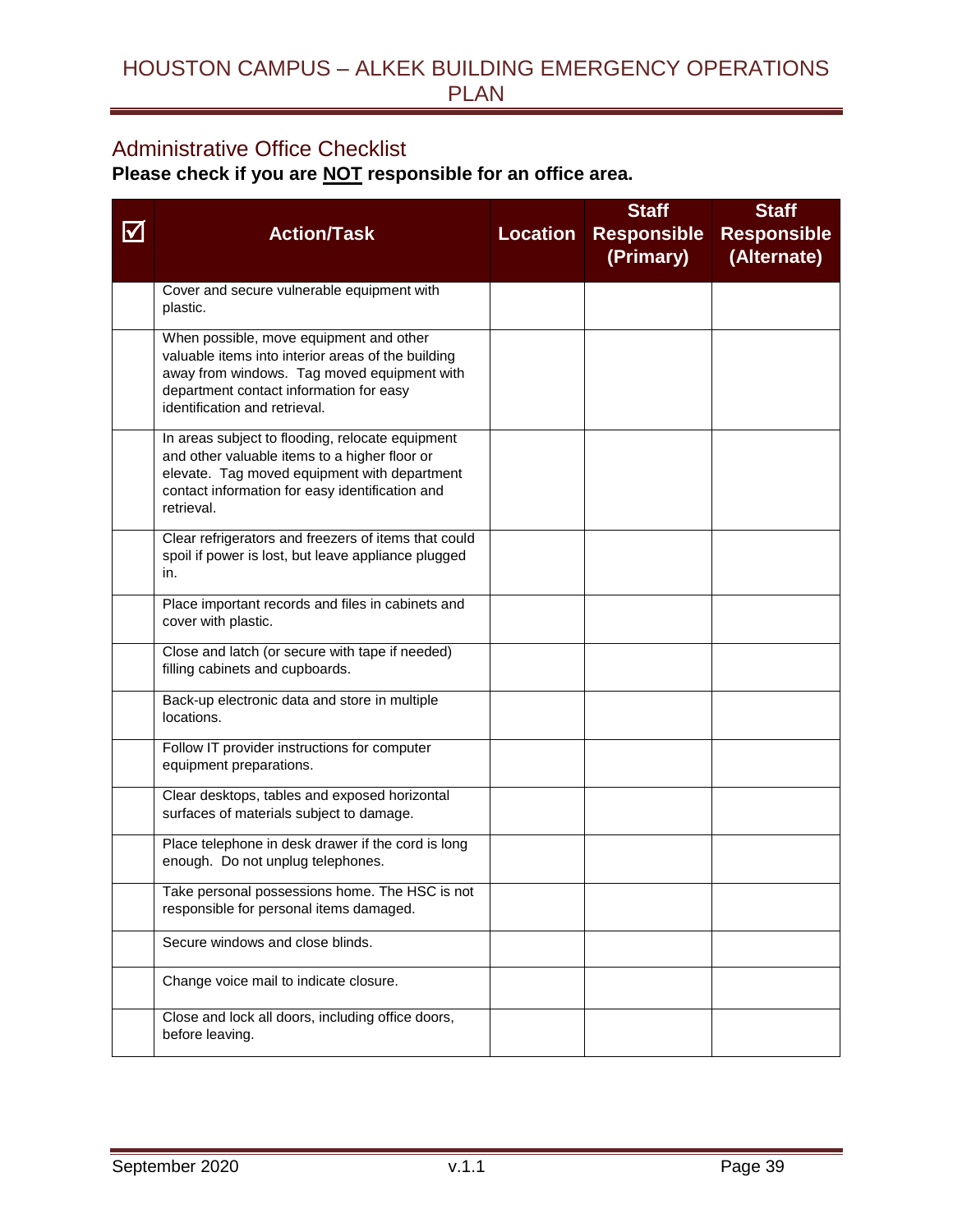## Administrative Office Checklist

**Please check if you are <u>NOT</u> responsible for an office area.**

| ☑ | Action/Task | Location | Staff Responsible (Primary) | Staff Responsible (Alternate) |
|---|---|---|---|---|
| | Cover and secure vulnerable equipment with plastic. | | | |
| | When possible, move equipment and other valuable items into interior areas of the building away from windows. Tag moved equipment with department contact information for easy identification and retrieval. | | | |
| | In areas subject to flooding, relocate equipment and other valuable items to a higher floor or elevate. Tag moved equipment with department contact information for easy identification and retrieval. | | | |
| | Clear refrigerators and freezers of items that could spoil if power is lost, but leave appliance plugged in. | | | |
| | Place important records and files in cabinets and cover with plastic. | | | |
| | Close and latch (or secure with tape if needed) filling cabinets and cupboards. | | | |
| | Back-up electronic data and store in multiple locations. | | | |
| | Follow IT provider instructions for computer equipment preparations. | | | |
| | Clear desktops, tables and exposed horizontal surfaces of materials subject to damage. | | | |
| | Place telephone in desk drawer if the cord is long enough. Do not unplug telephones. | | | |
| | Take personal possessions home. The HSC is not responsible for personal items damaged. | | | |
| | Secure windows and close blinds. | | | |
| | Change voice mail to indicate closure. | | | |
| | Close and lock all doors, including office doors, before leaving. | | | |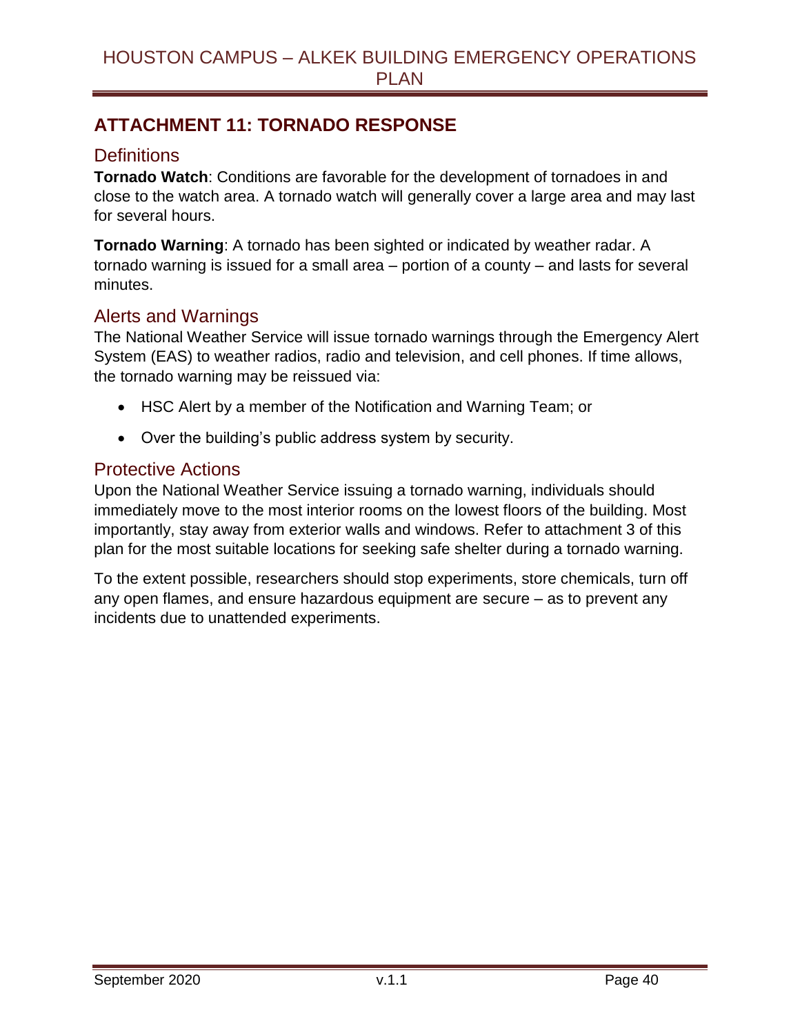# ATTACHMENT 11: TORNADO RESPONSE

## Definitions

**Tornado Watch**: Conditions are favorable for the development of tornadoes in and close to the watch area. A tornado watch will generally cover a large area and may last for several hours.

**Tornado Warning**: A tornado has been sighted or indicated by weather radar. A tornado warning is issued for a small area – portion of a county – and lasts for several minutes.

## Alerts and Warnings

The National Weather Service will issue tornado warnings through the Emergency Alert System (EAS) to weather radios, radio and television, and cell phones. If time allows, the tornado warning may be reissued via:

- HSC Alert by a member of the Notification and Warning Team; or
- Over the building's public address system by security.

## Protective Actions

Upon the National Weather Service issuing a tornado warning, individuals should immediately move to the most interior rooms on the lowest floors of the building. Most importantly, stay away from exterior walls and windows. Refer to attachment 3 of this plan for the most suitable locations for seeking safe shelter during a tornado warning.

To the extent possible, researchers should stop experiments, store chemicals, turn off any open flames, and ensure hazardous equipment are secure – as to prevent any incidents due to unattended experiments.